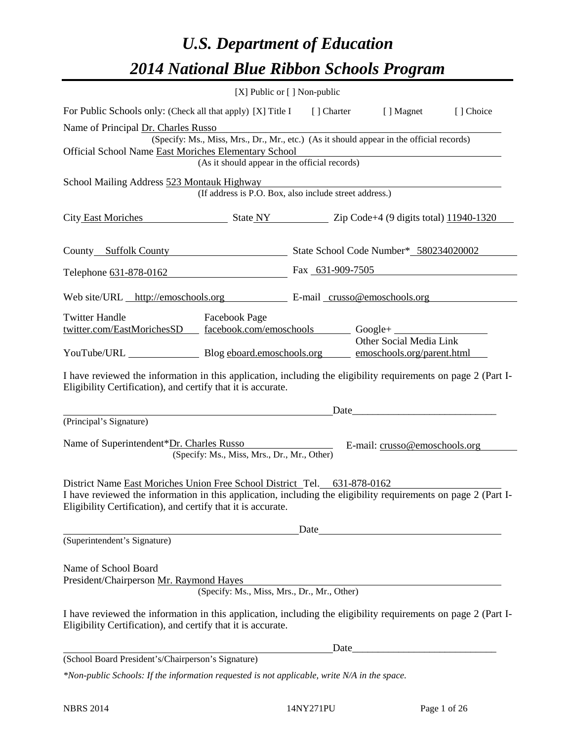# *U.S. Department of Education*

# *2014 National Blue Ribbon Schools Program*

[X] Public or [ ] Non-public

For Public Schools only: (Check all that apply) [X] Title I [ ] Charter [ ] Magnet [ ] Choice

Name of Principal Dr. Charles Russo
(Specify: Ms., Miss, Mrs., Dr., Mr., etc.) (As it should appear in the official records)

Official School Name East Moriches Elementary School
(As it should appear in the official records)

School Mailing Address 523 Montauk Highway
(If address is P.O. Box, also include street address.)

City East Moriches State NY Zip Code+4 (9 digits total) 11940-1320

County Suffolk County State School Code Number* 580234020002

Telephone 631-878-0162 Fax 631-909-7505

Web site/URL http://emoschools.org E-mail crusso@emoschools.org

Twitter Handle twitter.com/EastMorichesSD Facebook Page facebook.com/emoschools Google+

YouTube/URL Blog eboard.emoschools.org Other Social Media Link emoschools.org/parent.html

I have reviewed the information in this application, including the eligibility requirements on page 2 (Part I-Eligibility Certification), and certify that it is accurate.

_______________________________ Date_______________

(Principal's Signature)

Name of Superintendent*Dr. Charles Russo
(Specify: Ms., Miss, Mrs., Dr., Mr., Other)

E-mail: crusso@emoschools.org

District Name East Moriches Union Free School District Tel. 631-878-0162

I have reviewed the information in this application, including the eligibility requirements on page 2 (Part I-Eligibility Certification), and certify that it is accurate.

_______________________________ Date_______________

(Superintendent's Signature)

Name of School Board
President/Chairperson Mr. Raymond Hayes
(Specify: Ms., Miss, Mrs., Dr., Mr., Other)

I have reviewed the information in this application, including the eligibility requirements on page 2 (Part I-Eligibility Certification), and certify that it is accurate.

_______________________________ Date_______________

(School Board President's/Chairperson's Signature)

*\*Non-public Schools: If the information requested is not applicable, write N/A in the space.*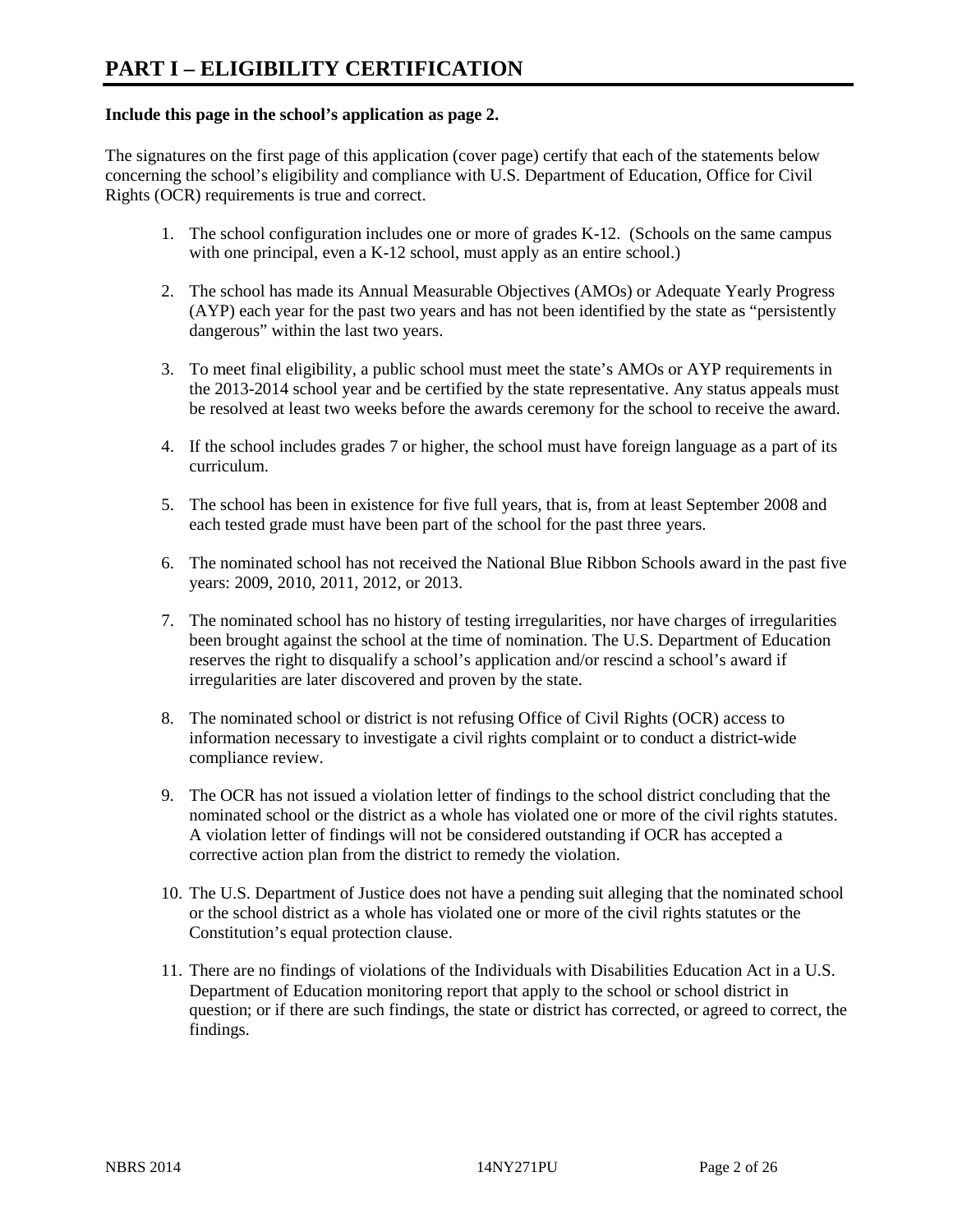# PART I – ELIGIBILITY CERTIFICATION

**Include this page in the school's application as page 2.**

The signatures on the first page of this application (cover page) certify that each of the statements below concerning the school's eligibility and compliance with U.S. Department of Education, Office for Civil Rights (OCR) requirements is true and correct.

1. The school configuration includes one or more of grades K-12. (Schools on the same campus with one principal, even a K-12 school, must apply as an entire school.)

2. The school has made its Annual Measurable Objectives (AMOs) or Adequate Yearly Progress (AYP) each year for the past two years and has not been identified by the state as "persistently dangerous" within the last two years.

3. To meet final eligibility, a public school must meet the state's AMOs or AYP requirements in the 2013-2014 school year and be certified by the state representative. Any status appeals must be resolved at least two weeks before the awards ceremony for the school to receive the award.

4. If the school includes grades 7 or higher, the school must have foreign language as a part of its curriculum.

5. The school has been in existence for five full years, that is, from at least September 2008 and each tested grade must have been part of the school for the past three years.

6. The nominated school has not received the National Blue Ribbon Schools award in the past five years: 2009, 2010, 2011, 2012, or 2013.

7. The nominated school has no history of testing irregularities, nor have charges of irregularities been brought against the school at the time of nomination. The U.S. Department of Education reserves the right to disqualify a school's application and/or rescind a school's award if irregularities are later discovered and proven by the state.

8. The nominated school or district is not refusing Office of Civil Rights (OCR) access to information necessary to investigate a civil rights complaint or to conduct a district-wide compliance review.

9. The OCR has not issued a violation letter of findings to the school district concluding that the nominated school or the district as a whole has violated one or more of the civil rights statutes. A violation letter of findings will not be considered outstanding if OCR has accepted a corrective action plan from the district to remedy the violation.

10. The U.S. Department of Justice does not have a pending suit alleging that the nominated school or the school district as a whole has violated one or more of the civil rights statutes or the Constitution's equal protection clause.

11. There are no findings of violations of the Individuals with Disabilities Education Act in a U.S. Department of Education monitoring report that apply to the school or school district in question; or if there are such findings, the state or district has corrected, or agreed to correct, the findings.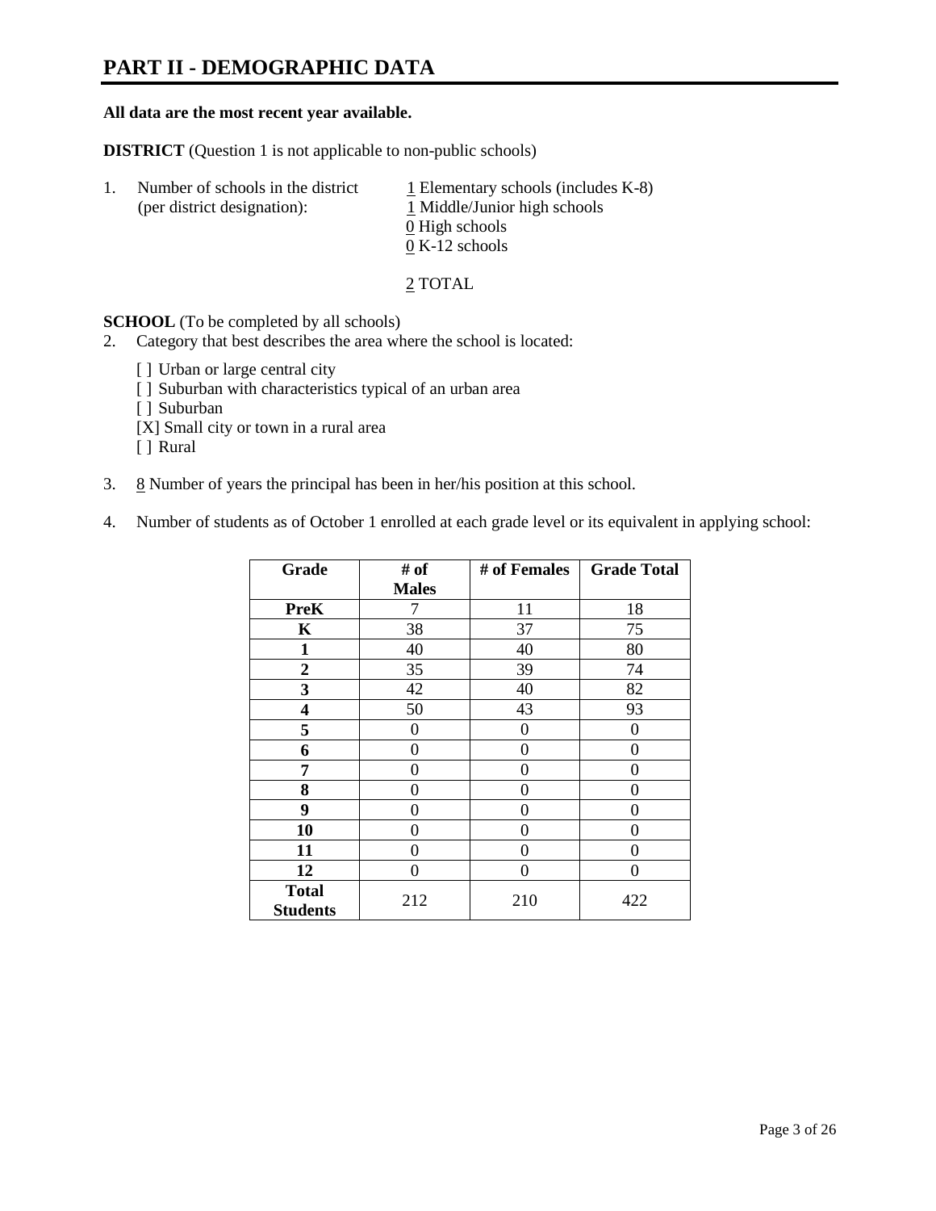# PART II - DEMOGRAPHIC DATA

**All data are the most recent year available.**

**DISTRICT** (Question 1 is not applicable to non-public schools)

1. Number of schools in the district (per district designation):
   - 1 Elementary schools (includes K-8)
   - 1 Middle/Junior high schools
   - 0 High schools
   - 0 K-12 schools

   2 TOTAL

**SCHOOL** (To be completed by all schools)

2. Category that best describes the area where the school is located:

   [ ] Urban or large central city
   [ ] Suburban with characteristics typical of an urban area
   [ ] Suburban
   [X] Small city or town in a rural area
   [ ] Rural

3. 8 Number of years the principal has been in her/his position at this school.

4. Number of students as of October 1 enrolled at each grade level or its equivalent in applying school:

| Grade | # of Males | # of Females | Grade Total |
|---|---|---|---|
| **PreK** | 7 | 11 | 18 |
| **K** | 38 | 37 | 75 |
| **1** | 40 | 40 | 80 |
| **2** | 35 | 39 | 74 |
| **3** | 42 | 40 | 82 |
| **4** | 50 | 43 | 93 |
| **5** | 0 | 0 | 0 |
| **6** | 0 | 0 | 0 |
| **7** | 0 | 0 | 0 |
| **8** | 0 | 0 | 0 |
| **9** | 0 | 0 | 0 |
| **10** | 0 | 0 | 0 |
| **11** | 0 | 0 | 0 |
| **12** | 0 | 0 | 0 |
| **Total Students** | 212 | 210 | 422 |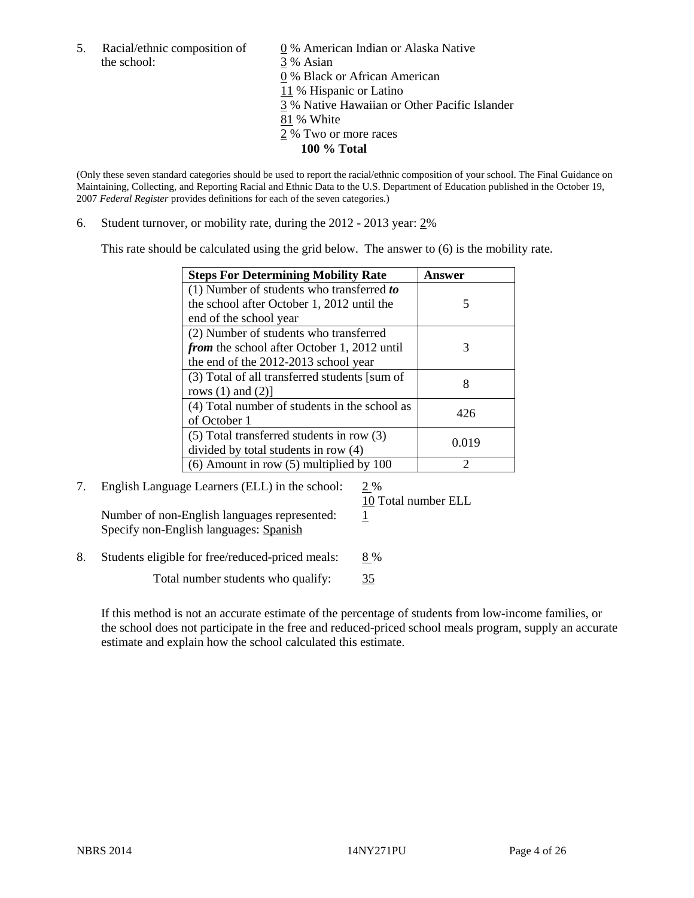5. Racial/ethnic composition of the school:

0 % American Indian or Alaska Native
3 % Asian
0 % Black or African American
11 % Hispanic or Latino
3 % Native Hawaiian or Other Pacific Islander
81 % White
2 % Two or more races
**100 % Total**

(Only these seven standard categories should be used to report the racial/ethnic composition of your school. The Final Guidance on Maintaining, Collecting, and Reporting Racial and Ethnic Data to the U.S. Department of Education published in the October 19, 2007 *Federal Register* provides definitions for each of the seven categories.)

6. Student turnover, or mobility rate, during the 2012 - 2013 year: 2%

This rate should be calculated using the grid below. The answer to (6) is the mobility rate.

| **Steps For Determining Mobility Rate** | **Answer** |
|---|---|
| (1) Number of students who transferred ***to*** the school after October 1, 2012 until the end of the school year | 5 |
| (2) Number of students who transferred ***from*** the school after October 1, 2012 until the end of the 2012-2013 school year | 3 |
| (3) Total of all transferred students [sum of rows (1) and (2)] | 8 |
| (4) Total number of students in the school as of October 1 | 426 |
| (5) Total transferred students in row (3) divided by total students in row (4) | 0.019 |
| (6) Amount in row (5) multiplied by 100 | 2 |

7. English Language Learners (ELL) in the school: 2 %

10 Total number ELL

Number of non-English languages represented: 1
Specify non-English languages: Spanish

8. Students eligible for free/reduced-priced meals: 8 %

Total number students who qualify: 35

If this method is not an accurate estimate of the percentage of students from low-income families, or the school does not participate in the free and reduced-priced school meals program, supply an accurate estimate and explain how the school calculated this estimate.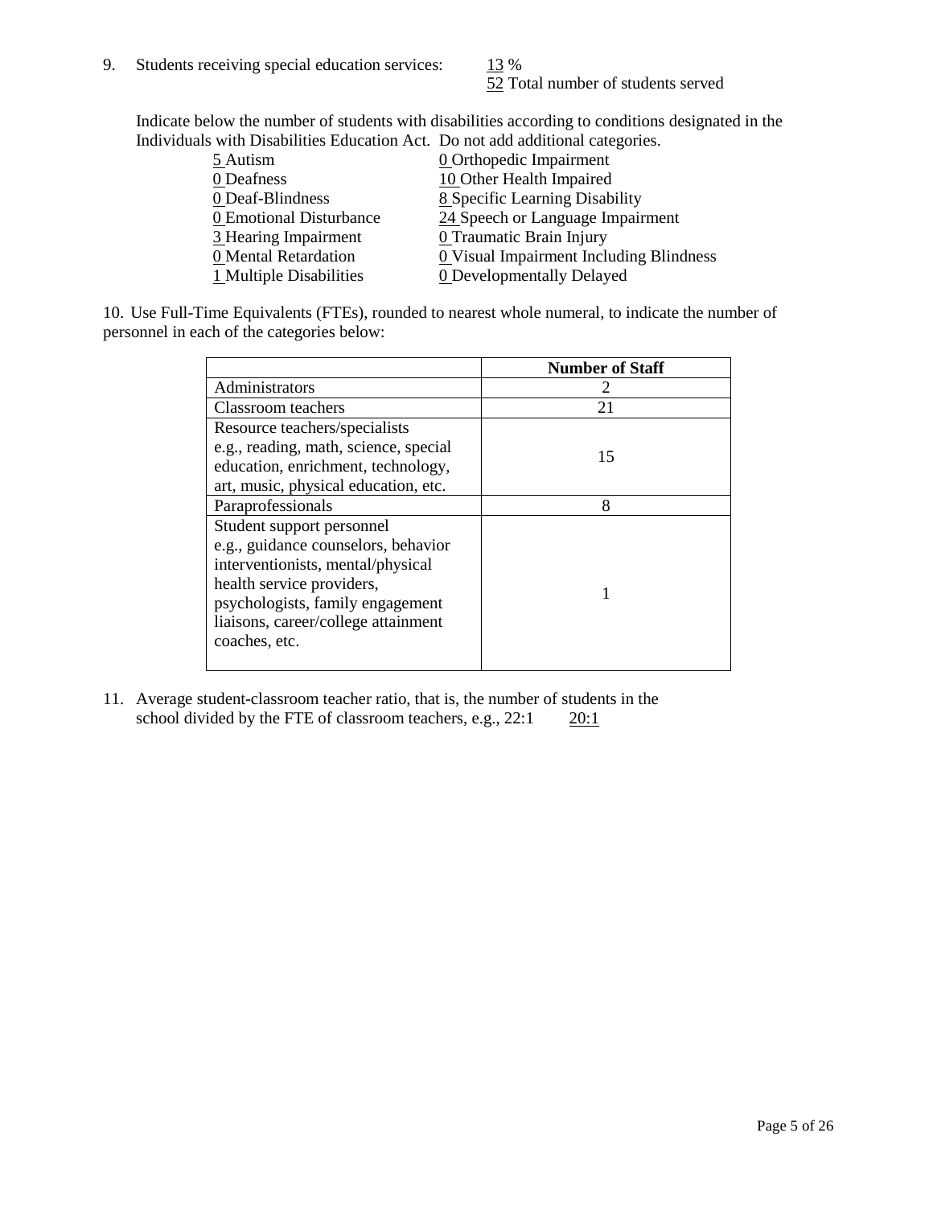9. Students receiving special education services: 13 %
   52 Total number of students served

   Indicate below the number of students with disabilities according to conditions designated in the Individuals with Disabilities Education Act. Do not add additional categories.

| | |
|---|---|
| 5 Autism | 0 Orthopedic Impairment |
| 0 Deafness | 10 Other Health Impaired |
| 0 Deaf-Blindness | 8 Specific Learning Disability |
| 0 Emotional Disturbance | 24 Speech or Language Impairment |
| 3 Hearing Impairment | 0 Traumatic Brain Injury |
| 0 Mental Retardation | 0 Visual Impairment Including Blindness |
| 1 Multiple Disabilities | 0 Developmentally Delayed |

10. Use Full-Time Equivalents (FTEs), rounded to nearest whole numeral, to indicate the number of personnel in each of the categories below:

| | Number of Staff |
|---|---|
| Administrators | 2 |
| Classroom teachers | 21 |
| Resource teachers/specialists e.g., reading, math, science, special education, enrichment, technology, art, music, physical education, etc. | 15 |
| Paraprofessionals | 8 |
| Student support personnel e.g., guidance counselors, behavior interventionists, mental/physical health service providers, psychologists, family engagement liaisons, career/college attainment coaches, etc. | 1 |

11. Average student-classroom teacher ratio, that is, the number of students in the school divided by the FTE of classroom teachers, e.g., 22:1 20:1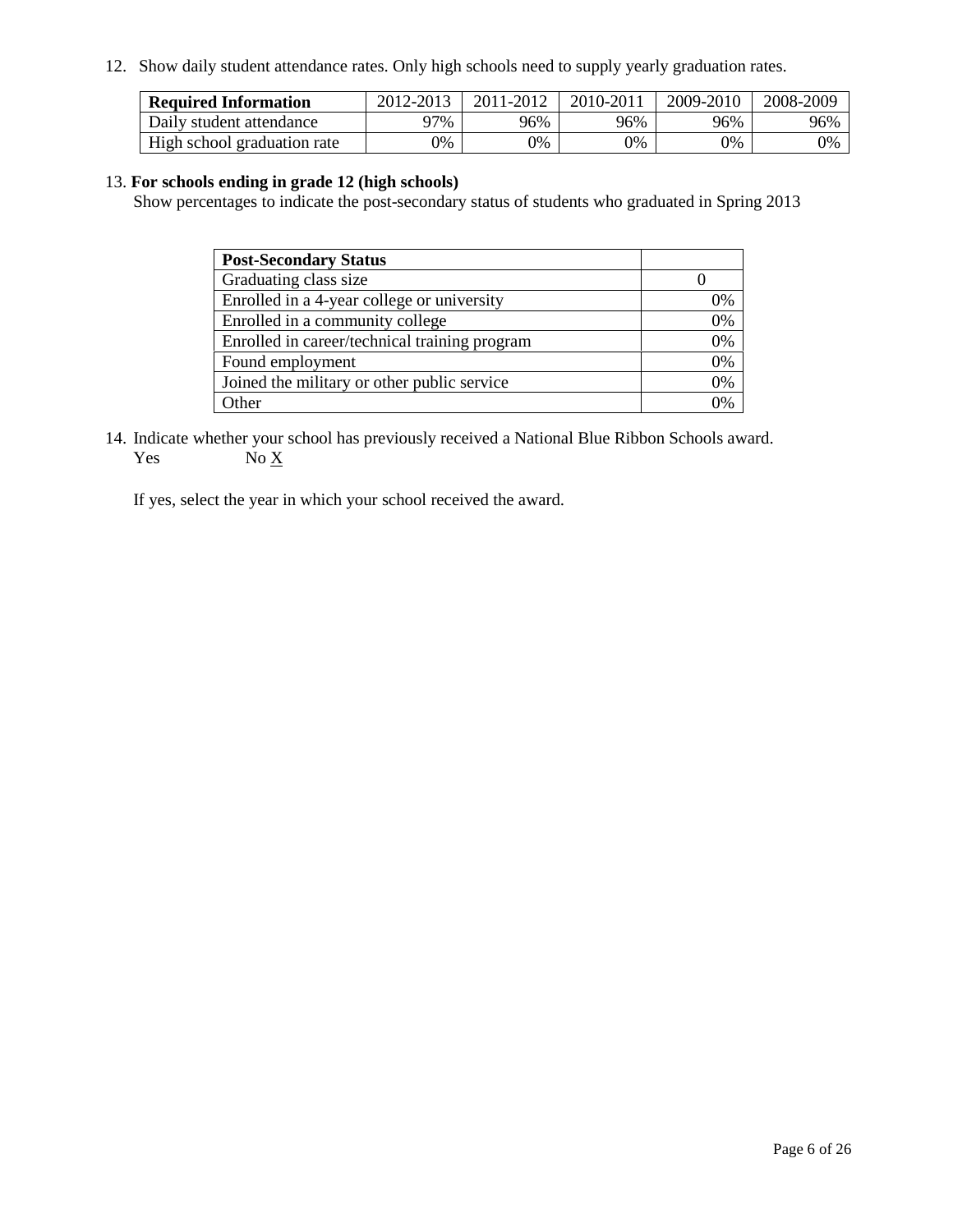12. Show daily student attendance rates. Only high schools need to supply yearly graduation rates.

| Required Information | 2012-2013 | 2011-2012 | 2010-2011 | 2009-2010 | 2008-2009 |
|---|---|---|---|---|---|
| Daily student attendance | 97% | 96% | 96% | 96% | 96% |
| High school graduation rate | 0% | 0% | 0% | 0% | 0% |

13. **For schools ending in grade 12 (high schools)**

Show percentages to indicate the post-secondary status of students who graduated in Spring 2013

| Post-Secondary Status | |
|---|---|
| Graduating class size | 0 |
| Enrolled in a 4-year college or university | 0% |
| Enrolled in a community college | 0% |
| Enrolled in career/technical training program | 0% |
| Found employment | 0% |
| Joined the military or other public service | 0% |
| Other | 0% |

14. Indicate whether your school has previously received a National Blue Ribbon Schools award.

Yes No X

If yes, select the year in which your school received the award.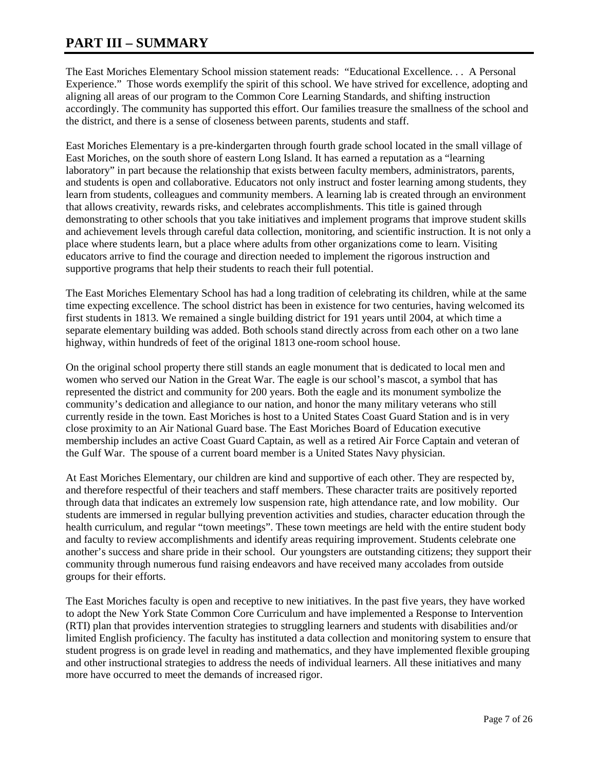# PART III – SUMMARY

The East Moriches Elementary School mission statement reads: "Educational Excellence. . . A Personal Experience." Those words exemplify the spirit of this school. We have strived for excellence, adopting and aligning all areas of our program to the Common Core Learning Standards, and shifting instruction accordingly. The community has supported this effort. Our families treasure the smallness of the school and the district, and there is a sense of closeness between parents, students and staff.

East Moriches Elementary is a pre-kindergarten through fourth grade school located in the small village of East Moriches, on the south shore of eastern Long Island. It has earned a reputation as a "learning laboratory" in part because the relationship that exists between faculty members, administrators, parents, and students is open and collaborative. Educators not only instruct and foster learning among students, they learn from students, colleagues and community members. A learning lab is created through an environment that allows creativity, rewards risks, and celebrates accomplishments. This title is gained through demonstrating to other schools that you take initiatives and implement programs that improve student skills and achievement levels through careful data collection, monitoring, and scientific instruction. It is not only a place where students learn, but a place where adults from other organizations come to learn. Visiting educators arrive to find the courage and direction needed to implement the rigorous instruction and supportive programs that help their students to reach their full potential.

The East Moriches Elementary School has had a long tradition of celebrating its children, while at the same time expecting excellence. The school district has been in existence for two centuries, having welcomed its first students in 1813. We remained a single building district for 191 years until 2004, at which time a separate elementary building was added. Both schools stand directly across from each other on a two lane highway, within hundreds of feet of the original 1813 one-room school house.

On the original school property there still stands an eagle monument that is dedicated to local men and women who served our Nation in the Great War. The eagle is our school's mascot, a symbol that has represented the district and community for 200 years. Both the eagle and its monument symbolize the community's dedication and allegiance to our nation, and honor the many military veterans who still currently reside in the town. East Moriches is host to a United States Coast Guard Station and is in very close proximity to an Air National Guard base. The East Moriches Board of Education executive membership includes an active Coast Guard Captain, as well as a retired Air Force Captain and veteran of the Gulf War. The spouse of a current board member is a United States Navy physician.

At East Moriches Elementary, our children are kind and supportive of each other. They are respected by, and therefore respectful of their teachers and staff members. These character traits are positively reported through data that indicates an extremely low suspension rate, high attendance rate, and low mobility. Our students are immersed in regular bullying prevention activities and studies, character education through the health curriculum, and regular "town meetings". These town meetings are held with the entire student body and faculty to review accomplishments and identify areas requiring improvement. Students celebrate one another's success and share pride in their school. Our youngsters are outstanding citizens; they support their community through numerous fund raising endeavors and have received many accolades from outside groups for their efforts.

The East Moriches faculty is open and receptive to new initiatives. In the past five years, they have worked to adopt the New York State Common Core Curriculum and have implemented a Response to Intervention (RTI) plan that provides intervention strategies to struggling learners and students with disabilities and/or limited English proficiency. The faculty has instituted a data collection and monitoring system to ensure that student progress is on grade level in reading and mathematics, and they have implemented flexible grouping and other instructional strategies to address the needs of individual learners. All these initiatives and many more have occurred to meet the demands of increased rigor.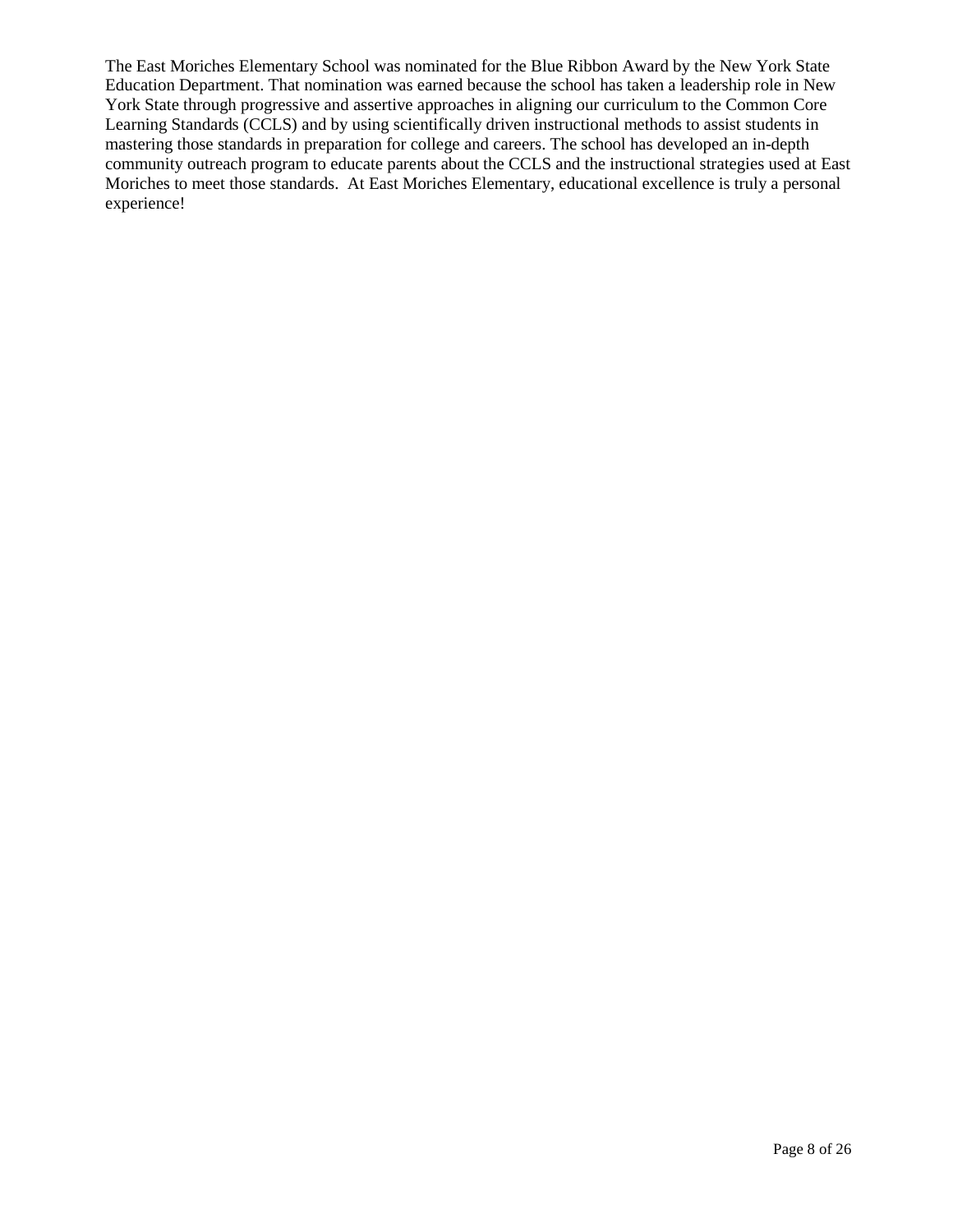The East Moriches Elementary School was nominated for the Blue Ribbon Award by the New York State Education Department. That nomination was earned because the school has taken a leadership role in New York State through progressive and assertive approaches in aligning our curriculum to the Common Core Learning Standards (CCLS) and by using scientifically driven instructional methods to assist students in mastering those standards in preparation for college and careers. The school has developed an in-depth community outreach program to educate parents about the CCLS and the instructional strategies used at East Moriches to meet those standards. At East Moriches Elementary, educational excellence is truly a personal experience!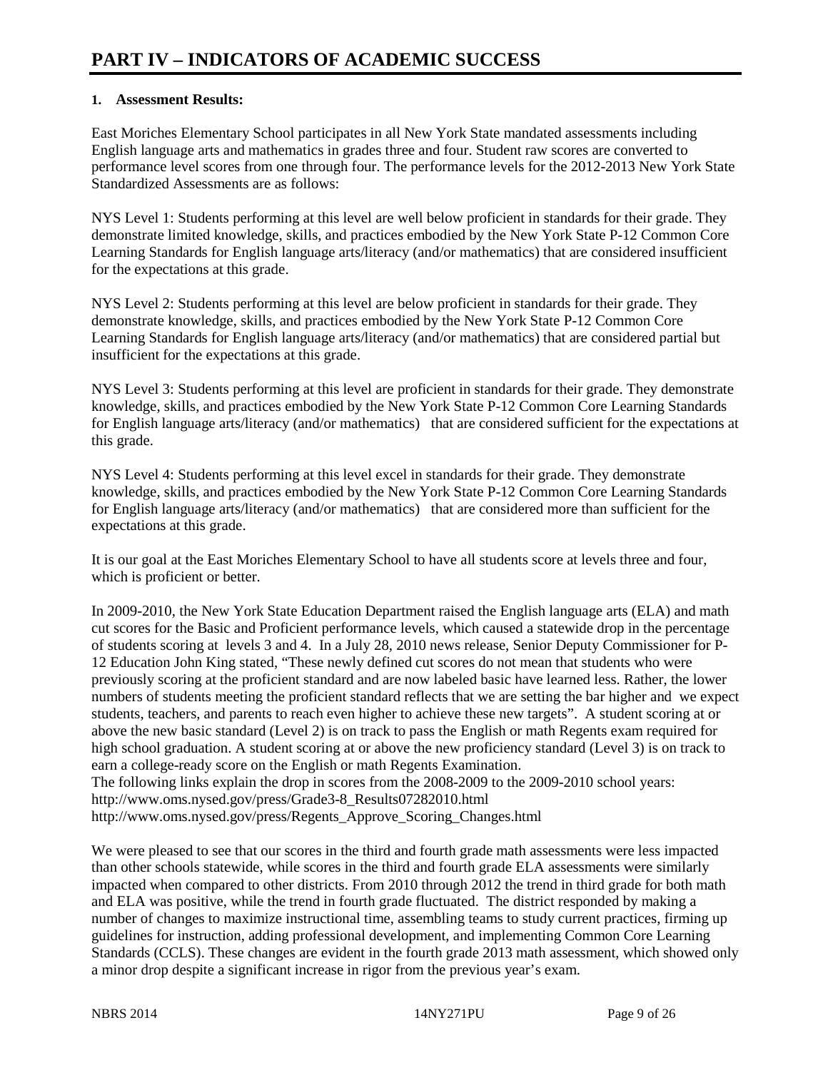# PART IV – INDICATORS OF ACADEMIC SUCCESS

**1. Assessment Results:**

East Moriches Elementary School participates in all New York State mandated assessments including English language arts and mathematics in grades three and four. Student raw scores are converted to performance level scores from one through four. The performance levels for the 2012-2013 New York State Standardized Assessments are as follows:

NYS Level 1: Students performing at this level are well below proficient in standards for their grade. They demonstrate limited knowledge, skills, and practices embodied by the New York State P-12 Common Core Learning Standards for English language arts/literacy (and/or mathematics) that are considered insufficient for the expectations at this grade.

NYS Level 2: Students performing at this level are below proficient in standards for their grade. They demonstrate knowledge, skills, and practices embodied by the New York State P-12 Common Core Learning Standards for English language arts/literacy (and/or mathematics) that are considered partial but insufficient for the expectations at this grade.

NYS Level 3: Students performing at this level are proficient in standards for their grade. They demonstrate knowledge, skills, and practices embodied by the New York State P-12 Common Core Learning Standards for English language arts/literacy (and/or mathematics) that are considered sufficient for the expectations at this grade.

NYS Level 4: Students performing at this level excel in standards for their grade. They demonstrate knowledge, skills, and practices embodied by the New York State P-12 Common Core Learning Standards for English language arts/literacy (and/or mathematics) that are considered more than sufficient for the expectations at this grade.

It is our goal at the East Moriches Elementary School to have all students score at levels three and four, which is proficient or better.

In 2009-2010, the New York State Education Department raised the English language arts (ELA) and math cut scores for the Basic and Proficient performance levels, which caused a statewide drop in the percentage of students scoring at levels 3 and 4. In a July 28, 2010 news release, Senior Deputy Commissioner for P-12 Education John King stated, "These newly defined cut scores do not mean that students who were previously scoring at the proficient standard and are now labeled basic have learned less. Rather, the lower numbers of students meeting the proficient standard reflects that we are setting the bar higher and we expect students, teachers, and parents to reach even higher to achieve these new targets". A student scoring at or above the new basic standard (Level 2) is on track to pass the English or math Regents exam required for high school graduation. A student scoring at or above the new proficiency standard (Level 3) is on track to earn a college-ready score on the English or math Regents Examination.
The following links explain the drop in scores from the 2008-2009 to the 2009-2010 school years:
http://www.oms.nysed.gov/press/Grade3-8_Results07282010.html
http://www.oms.nysed.gov/press/Regents_Approve_Scoring_Changes.html

We were pleased to see that our scores in the third and fourth grade math assessments were less impacted than other schools statewide, while scores in the third and fourth grade ELA assessments were similarly impacted when compared to other districts. From 2010 through 2012 the trend in third grade for both math and ELA was positive, while the trend in fourth grade fluctuated. The district responded by making a number of changes to maximize instructional time, assembling teams to study current practices, firming up guidelines for instruction, adding professional development, and implementing Common Core Learning Standards (CCLS). These changes are evident in the fourth grade 2013 math assessment, which showed only a minor drop despite a significant increase in rigor from the previous year's exam.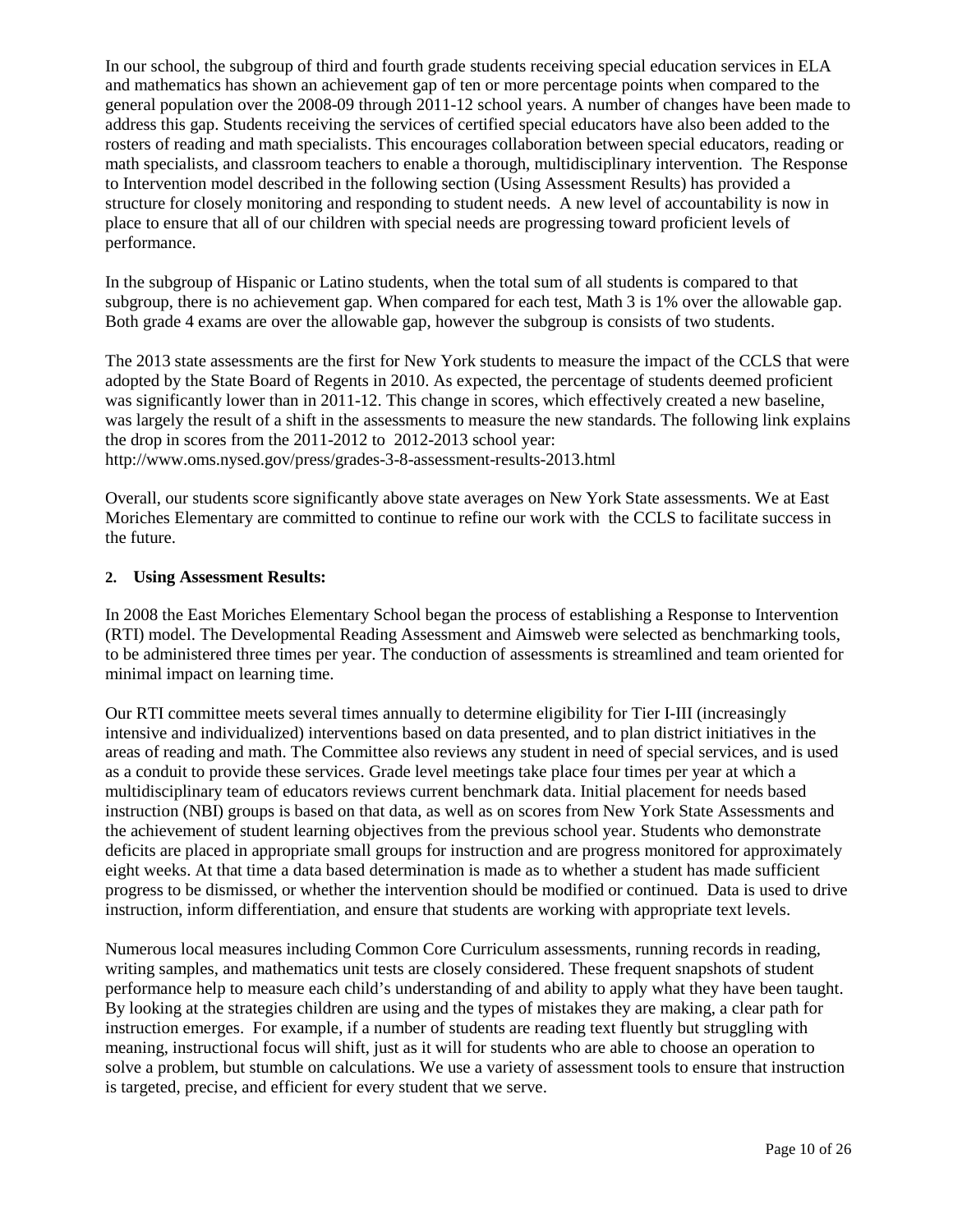In our school, the subgroup of third and fourth grade students receiving special education services in ELA and mathematics has shown an achievement gap of ten or more percentage points when compared to the general population over the 2008-09 through 2011-12 school years. A number of changes have been made to address this gap. Students receiving the services of certified special educators have also been added to the rosters of reading and math specialists. This encourages collaboration between special educators, reading or math specialists, and classroom teachers to enable a thorough, multidisciplinary intervention. The Response to Intervention model described in the following section (Using Assessment Results) has provided a structure for closely monitoring and responding to student needs. A new level of accountability is now in place to ensure that all of our children with special needs are progressing toward proficient levels of performance.

In the subgroup of Hispanic or Latino students, when the total sum of all students is compared to that subgroup, there is no achievement gap. When compared for each test, Math 3 is 1% over the allowable gap. Both grade 4 exams are over the allowable gap, however the subgroup is consists of two students.

The 2013 state assessments are the first for New York students to measure the impact of the CCLS that were adopted by the State Board of Regents in 2010. As expected, the percentage of students deemed proficient was significantly lower than in 2011-12. This change in scores, which effectively created a new baseline, was largely the result of a shift in the assessments to measure the new standards. The following link explains the drop in scores from the 2011-2012 to 2012-2013 school year:
http://www.oms.nysed.gov/press/grades-3-8-assessment-results-2013.html

Overall, our students score significantly above state averages on New York State assessments. We at East Moriches Elementary are committed to continue to refine our work with the CCLS to facilitate success in the future.

**2. Using Assessment Results:**

In 2008 the East Moriches Elementary School began the process of establishing a Response to Intervention (RTI) model. The Developmental Reading Assessment and Aimsweb were selected as benchmarking tools, to be administered three times per year. The conduction of assessments is streamlined and team oriented for minimal impact on learning time.

Our RTI committee meets several times annually to determine eligibility for Tier I-III (increasingly intensive and individualized) interventions based on data presented, and to plan district initiatives in the areas of reading and math. The Committee also reviews any student in need of special services, and is used as a conduit to provide these services. Grade level meetings take place four times per year at which a multidisciplinary team of educators reviews current benchmark data. Initial placement for needs based instruction (NBI) groups is based on that data, as well as on scores from New York State Assessments and the achievement of student learning objectives from the previous school year. Students who demonstrate deficits are placed in appropriate small groups for instruction and are progress monitored for approximately eight weeks. At that time a data based determination is made as to whether a student has made sufficient progress to be dismissed, or whether the intervention should be modified or continued. Data is used to drive instruction, inform differentiation, and ensure that students are working with appropriate text levels.

Numerous local measures including Common Core Curriculum assessments, running records in reading, writing samples, and mathematics unit tests are closely considered. These frequent snapshots of student performance help to measure each child's understanding of and ability to apply what they have been taught. By looking at the strategies children are using and the types of mistakes they are making, a clear path for instruction emerges. For example, if a number of students are reading text fluently but struggling with meaning, instructional focus will shift, just as it will for students who are able to choose an operation to solve a problem, but stumble on calculations. We use a variety of assessment tools to ensure that instruction is targeted, precise, and efficient for every student that we serve.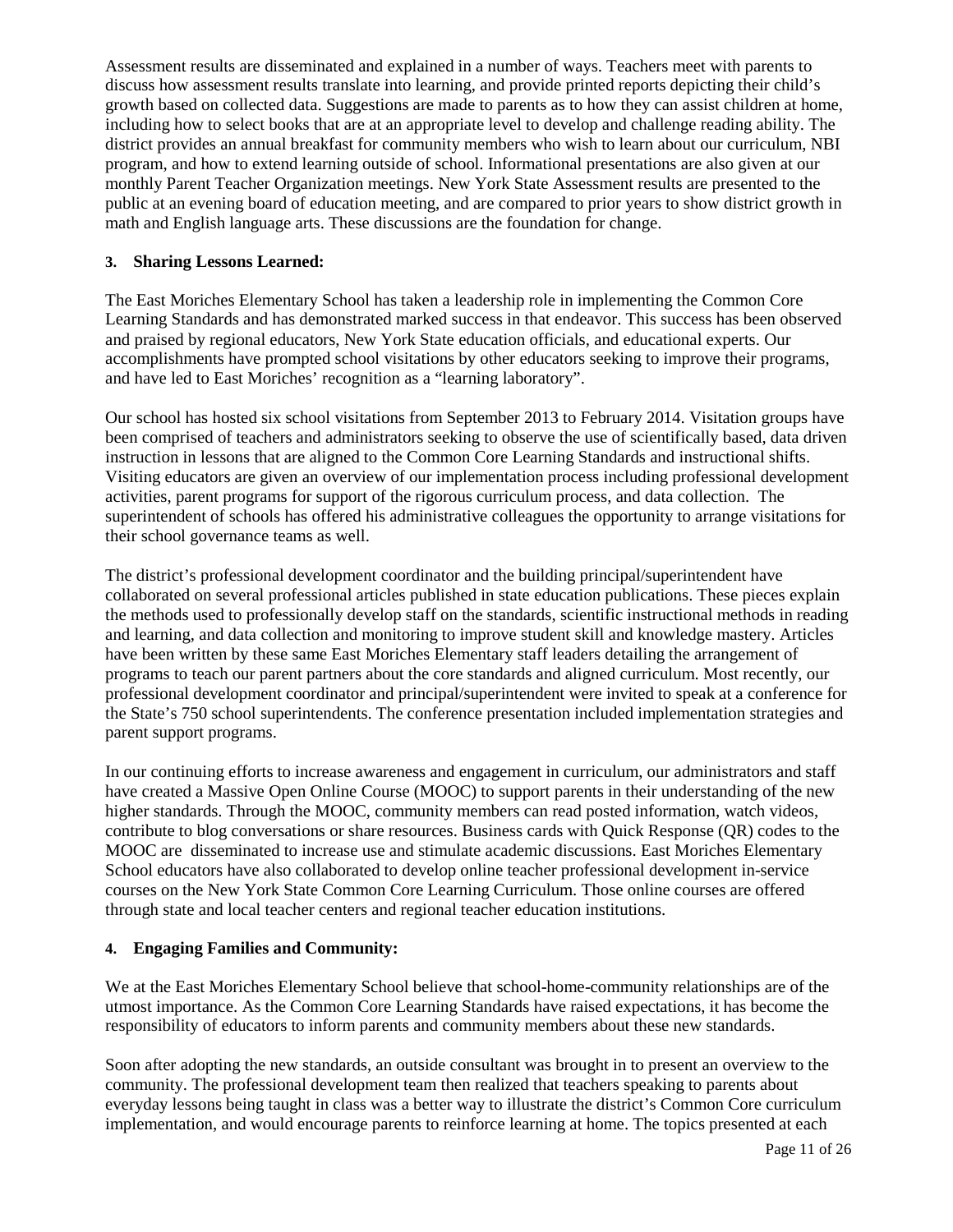Assessment results are disseminated and explained in a number of ways. Teachers meet with parents to discuss how assessment results translate into learning, and provide printed reports depicting their child's growth based on collected data. Suggestions are made to parents as to how they can assist children at home, including how to select books that are at an appropriate level to develop and challenge reading ability. The district provides an annual breakfast for community members who wish to learn about our curriculum, NBI program, and how to extend learning outside of school. Informational presentations are also given at our monthly Parent Teacher Organization meetings. New York State Assessment results are presented to the public at an evening board of education meeting, and are compared to prior years to show district growth in math and English language arts. These discussions are the foundation for change.

**3. Sharing Lessons Learned:**

The East Moriches Elementary School has taken a leadership role in implementing the Common Core Learning Standards and has demonstrated marked success in that endeavor. This success has been observed and praised by regional educators, New York State education officials, and educational experts. Our accomplishments have prompted school visitations by other educators seeking to improve their programs, and have led to East Moriches' recognition as a "learning laboratory".

Our school has hosted six school visitations from September 2013 to February 2014. Visitation groups have been comprised of teachers and administrators seeking to observe the use of scientifically based, data driven instruction in lessons that are aligned to the Common Core Learning Standards and instructional shifts. Visiting educators are given an overview of our implementation process including professional development activities, parent programs for support of the rigorous curriculum process, and data collection. The superintendent of schools has offered his administrative colleagues the opportunity to arrange visitations for their school governance teams as well.

The district's professional development coordinator and the building principal/superintendent have collaborated on several professional articles published in state education publications. These pieces explain the methods used to professionally develop staff on the standards, scientific instructional methods in reading and learning, and data collection and monitoring to improve student skill and knowledge mastery. Articles have been written by these same East Moriches Elementary staff leaders detailing the arrangement of programs to teach our parent partners about the core standards and aligned curriculum. Most recently, our professional development coordinator and principal/superintendent were invited to speak at a conference for the State's 750 school superintendents. The conference presentation included implementation strategies and parent support programs.

In our continuing efforts to increase awareness and engagement in curriculum, our administrators and staff have created a Massive Open Online Course (MOOC) to support parents in their understanding of the new higher standards. Through the MOOC, community members can read posted information, watch videos, contribute to blog conversations or share resources. Business cards with Quick Response (QR) codes to the MOOC are disseminated to increase use and stimulate academic discussions. East Moriches Elementary School educators have also collaborated to develop online teacher professional development in-service courses on the New York State Common Core Learning Curriculum. Those online courses are offered through state and local teacher centers and regional teacher education institutions.

**4. Engaging Families and Community:**

We at the East Moriches Elementary School believe that school-home-community relationships are of the utmost importance. As the Common Core Learning Standards have raised expectations, it has become the responsibility of educators to inform parents and community members about these new standards.

Soon after adopting the new standards, an outside consultant was brought in to present an overview to the community. The professional development team then realized that teachers speaking to parents about everyday lessons being taught in class was a better way to illustrate the district's Common Core curriculum implementation, and would encourage parents to reinforce learning at home. The topics presented at each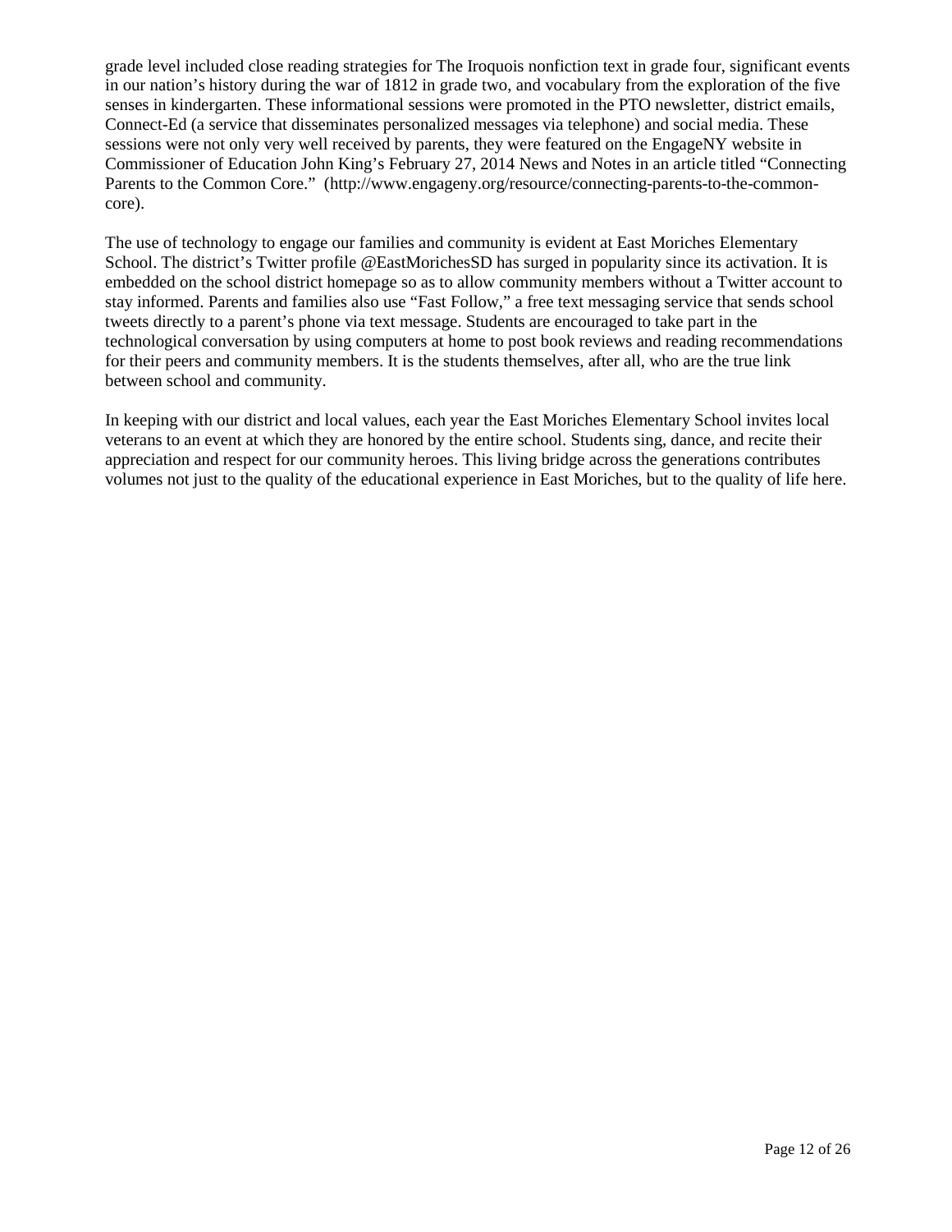grade level included close reading strategies for The Iroquois nonfiction text in grade four, significant events in our nation's history during the war of 1812 in grade two, and vocabulary from the exploration of the five senses in kindergarten. These informational sessions were promoted in the PTO newsletter, district emails, Connect-Ed (a service that disseminates personalized messages via telephone) and social media. These sessions were not only very well received by parents, they were featured on the EngageNY website in Commissioner of Education John King's February 27, 2014 News and Notes in an article titled "Connecting Parents to the Common Core." (http://www.engageny.org/resource/connecting-parents-to-the-common-core).

The use of technology to engage our families and community is evident at East Moriches Elementary School. The district's Twitter profile @EastMorichesSD has surged in popularity since its activation. It is embedded on the school district homepage so as to allow community members without a Twitter account to stay informed. Parents and families also use "Fast Follow," a free text messaging service that sends school tweets directly to a parent's phone via text message. Students are encouraged to take part in the technological conversation by using computers at home to post book reviews and reading recommendations for their peers and community members. It is the students themselves, after all, who are the true link between school and community.

In keeping with our district and local values, each year the East Moriches Elementary School invites local veterans to an event at which they are honored by the entire school. Students sing, dance, and recite their appreciation and respect for our community heroes. This living bridge across the generations contributes volumes not just to the quality of the educational experience in East Moriches, but to the quality of life here.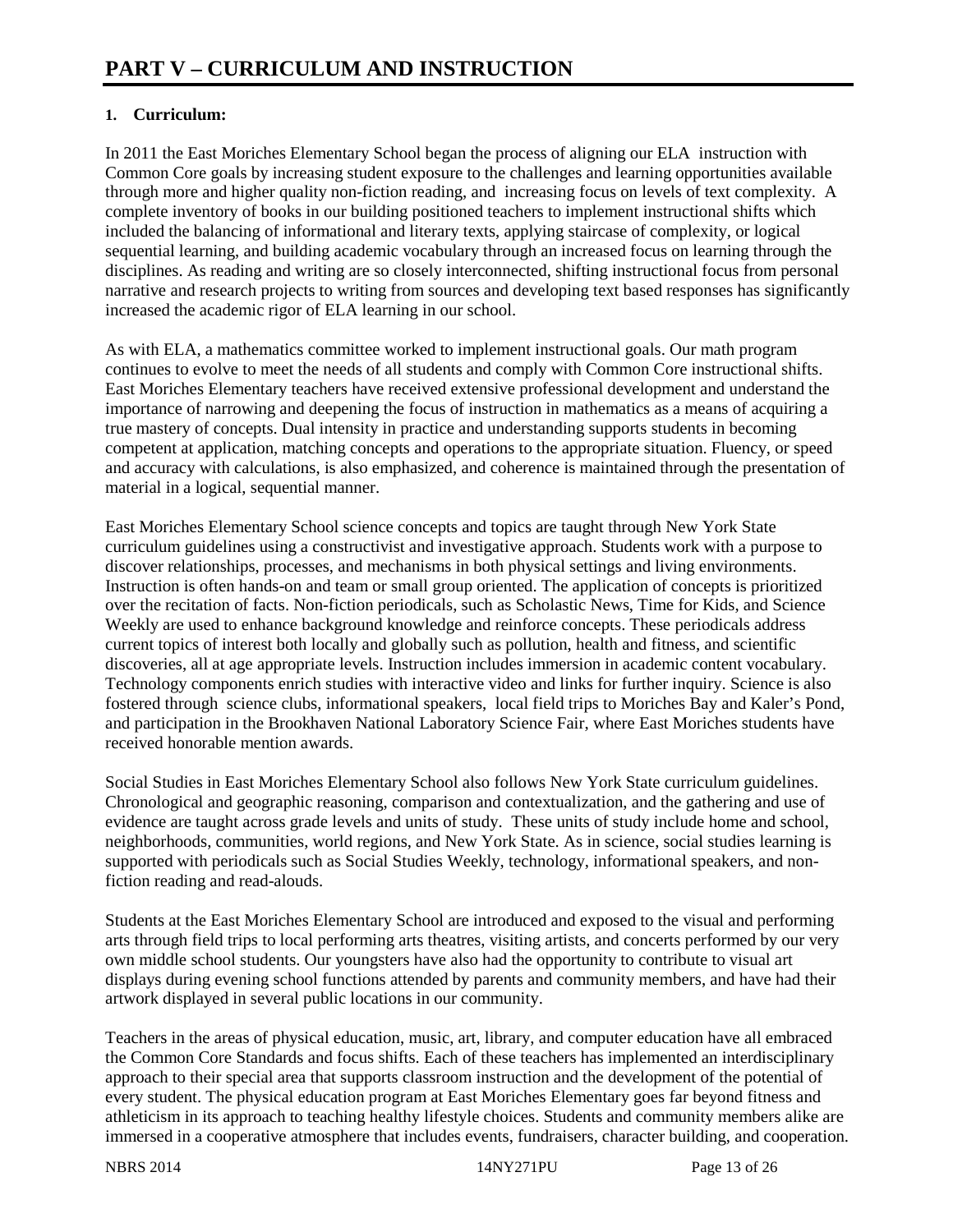# PART V – CURRICULUM AND INSTRUCTION

**1. Curriculum:**

In 2011 the East Moriches Elementary School began the process of aligning our ELA instruction with Common Core goals by increasing student exposure to the challenges and learning opportunities available through more and higher quality non-fiction reading, and increasing focus on levels of text complexity. A complete inventory of books in our building positioned teachers to implement instructional shifts which included the balancing of informational and literary texts, applying staircase of complexity, or logical sequential learning, and building academic vocabulary through an increased focus on learning through the disciplines. As reading and writing are so closely interconnected, shifting instructional focus from personal narrative and research projects to writing from sources and developing text based responses has significantly increased the academic rigor of ELA learning in our school.

As with ELA, a mathematics committee worked to implement instructional goals. Our math program continues to evolve to meet the needs of all students and comply with Common Core instructional shifts. East Moriches Elementary teachers have received extensive professional development and understand the importance of narrowing and deepening the focus of instruction in mathematics as a means of acquiring a true mastery of concepts. Dual intensity in practice and understanding supports students in becoming competent at application, matching concepts and operations to the appropriate situation. Fluency, or speed and accuracy with calculations, is also emphasized, and coherence is maintained through the presentation of material in a logical, sequential manner.

East Moriches Elementary School science concepts and topics are taught through New York State curriculum guidelines using a constructivist and investigative approach. Students work with a purpose to discover relationships, processes, and mechanisms in both physical settings and living environments. Instruction is often hands-on and team or small group oriented. The application of concepts is prioritized over the recitation of facts. Non-fiction periodicals, such as Scholastic News, Time for Kids, and Science Weekly are used to enhance background knowledge and reinforce concepts. These periodicals address current topics of interest both locally and globally such as pollution, health and fitness, and scientific discoveries, all at age appropriate levels. Instruction includes immersion in academic content vocabulary. Technology components enrich studies with interactive video and links for further inquiry. Science is also fostered through science clubs, informational speakers, local field trips to Moriches Bay and Kaler's Pond, and participation in the Brookhaven National Laboratory Science Fair, where East Moriches students have received honorable mention awards.

Social Studies in East Moriches Elementary School also follows New York State curriculum guidelines. Chronological and geographic reasoning, comparison and contextualization, and the gathering and use of evidence are taught across grade levels and units of study. These units of study include home and school, neighborhoods, communities, world regions, and New York State. As in science, social studies learning is supported with periodicals such as Social Studies Weekly, technology, informational speakers, and non-fiction reading and read-alouds.

Students at the East Moriches Elementary School are introduced and exposed to the visual and performing arts through field trips to local performing arts theatres, visiting artists, and concerts performed by our very own middle school students. Our youngsters have also had the opportunity to contribute to visual art displays during evening school functions attended by parents and community members, and have had their artwork displayed in several public locations in our community.

Teachers in the areas of physical education, music, art, library, and computer education have all embraced the Common Core Standards and focus shifts. Each of these teachers has implemented an interdisciplinary approach to their special area that supports classroom instruction and the development of the potential of every student. The physical education program at East Moriches Elementary goes far beyond fitness and athleticism in its approach to teaching healthy lifestyle choices. Students and community members alike are immersed in a cooperative atmosphere that includes events, fundraisers, character building, and cooperation.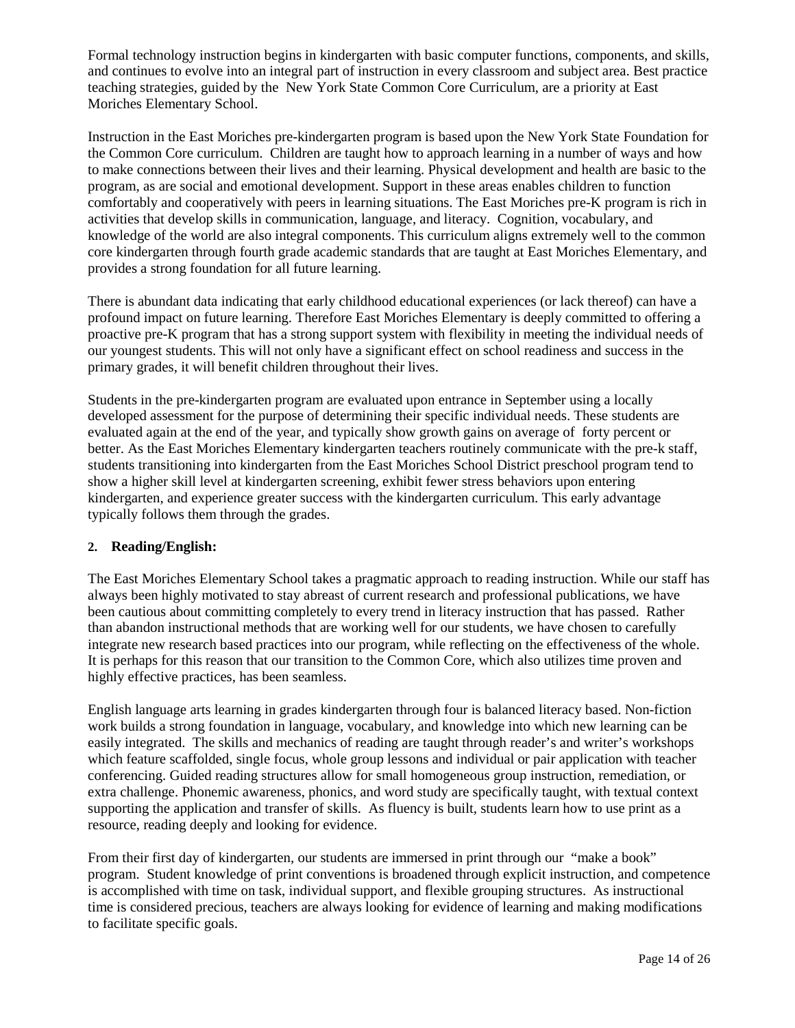Formal technology instruction begins in kindergarten with basic computer functions, components, and skills, and continues to evolve into an integral part of instruction in every classroom and subject area. Best practice teaching strategies, guided by the New York State Common Core Curriculum, are a priority at East Moriches Elementary School.

Instruction in the East Moriches pre-kindergarten program is based upon the New York State Foundation for the Common Core curriculum. Children are taught how to approach learning in a number of ways and how to make connections between their lives and their learning. Physical development and health are basic to the program, as are social and emotional development. Support in these areas enables children to function comfortably and cooperatively with peers in learning situations. The East Moriches pre-K program is rich in activities that develop skills in communication, language, and literacy. Cognition, vocabulary, and knowledge of the world are also integral components. This curriculum aligns extremely well to the common core kindergarten through fourth grade academic standards that are taught at East Moriches Elementary, and provides a strong foundation for all future learning.

There is abundant data indicating that early childhood educational experiences (or lack thereof) can have a profound impact on future learning. Therefore East Moriches Elementary is deeply committed to offering a proactive pre-K program that has a strong support system with flexibility in meeting the individual needs of our youngest students. This will not only have a significant effect on school readiness and success in the primary grades, it will benefit children throughout their lives.

Students in the pre-kindergarten program are evaluated upon entrance in September using a locally developed assessment for the purpose of determining their specific individual needs. These students are evaluated again at the end of the year, and typically show growth gains on average of forty percent or better. As the East Moriches Elementary kindergarten teachers routinely communicate with the pre-k staff, students transitioning into kindergarten from the East Moriches School District preschool program tend to show a higher skill level at kindergarten screening, exhibit fewer stress behaviors upon entering kindergarten, and experience greater success with the kindergarten curriculum. This early advantage typically follows them through the grades.

**2. Reading/English:**

The East Moriches Elementary School takes a pragmatic approach to reading instruction. While our staff has always been highly motivated to stay abreast of current research and professional publications, we have been cautious about committing completely to every trend in literacy instruction that has passed. Rather than abandon instructional methods that are working well for our students, we have chosen to carefully integrate new research based practices into our program, while reflecting on the effectiveness of the whole. It is perhaps for this reason that our transition to the Common Core, which also utilizes time proven and highly effective practices, has been seamless.

English language arts learning in grades kindergarten through four is balanced literacy based. Non-fiction work builds a strong foundation in language, vocabulary, and knowledge into which new learning can be easily integrated. The skills and mechanics of reading are taught through reader's and writer's workshops which feature scaffolded, single focus, whole group lessons and individual or pair application with teacher conferencing. Guided reading structures allow for small homogeneous group instruction, remediation, or extra challenge. Phonemic awareness, phonics, and word study are specifically taught, with textual context supporting the application and transfer of skills. As fluency is built, students learn how to use print as a resource, reading deeply and looking for evidence.

From their first day of kindergarten, our students are immersed in print through our "make a book" program. Student knowledge of print conventions is broadened through explicit instruction, and competence is accomplished with time on task, individual support, and flexible grouping structures. As instructional time is considered precious, teachers are always looking for evidence of learning and making modifications to facilitate specific goals.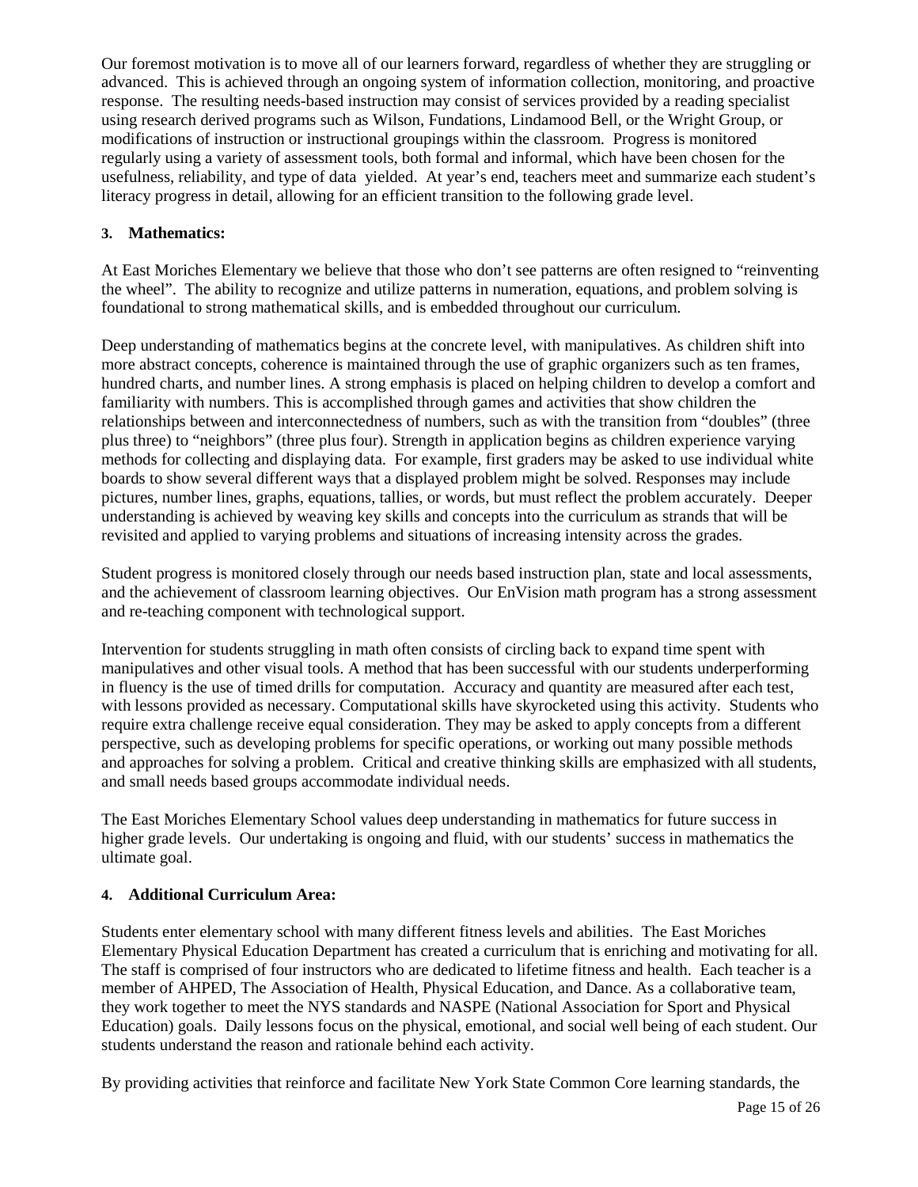Our foremost motivation is to move all of our learners forward, regardless of whether they are struggling or advanced. This is achieved through an ongoing system of information collection, monitoring, and proactive response. The resulting needs-based instruction may consist of services provided by a reading specialist using research derived programs such as Wilson, Fundations, Lindamood Bell, or the Wright Group, or modifications of instruction or instructional groupings within the classroom. Progress is monitored regularly using a variety of assessment tools, both formal and informal, which have been chosen for the usefulness, reliability, and type of data yielded. At year's end, teachers meet and summarize each student's literacy progress in detail, allowing for an efficient transition to the following grade level.

### 3. Mathematics:

At East Moriches Elementary we believe that those who don't see patterns are often resigned to "reinventing the wheel". The ability to recognize and utilize patterns in numeration, equations, and problem solving is foundational to strong mathematical skills, and is embedded throughout our curriculum.

Deep understanding of mathematics begins at the concrete level, with manipulatives. As children shift into more abstract concepts, coherence is maintained through the use of graphic organizers such as ten frames, hundred charts, and number lines. A strong emphasis is placed on helping children to develop a comfort and familiarity with numbers. This is accomplished through games and activities that show children the relationships between and interconnectedness of numbers, such as with the transition from "doubles" (three plus three) to "neighbors" (three plus four). Strength in application begins as children experience varying methods for collecting and displaying data. For example, first graders may be asked to use individual white boards to show several different ways that a displayed problem might be solved. Responses may include pictures, number lines, graphs, equations, tallies, or words, but must reflect the problem accurately. Deeper understanding is achieved by weaving key skills and concepts into the curriculum as strands that will be revisited and applied to varying problems and situations of increasing intensity across the grades.

Student progress is monitored closely through our needs based instruction plan, state and local assessments, and the achievement of classroom learning objectives. Our EnVision math program has a strong assessment and re-teaching component with technological support.

Intervention for students struggling in math often consists of circling back to expand time spent with manipulatives and other visual tools. A method that has been successful with our students underperforming in fluency is the use of timed drills for computation. Accuracy and quantity are measured after each test, with lessons provided as necessary. Computational skills have skyrocketed using this activity. Students who require extra challenge receive equal consideration. They may be asked to apply concepts from a different perspective, such as developing problems for specific operations, or working out many possible methods and approaches for solving a problem. Critical and creative thinking skills are emphasized with all students, and small needs based groups accommodate individual needs.

The East Moriches Elementary School values deep understanding in mathematics for future success in higher grade levels. Our undertaking is ongoing and fluid, with our students' success in mathematics the ultimate goal.

### 4. Additional Curriculum Area:

Students enter elementary school with many different fitness levels and abilities. The East Moriches Elementary Physical Education Department has created a curriculum that is enriching and motivating for all. The staff is comprised of four instructors who are dedicated to lifetime fitness and health. Each teacher is a member of AHPED, The Association of Health, Physical Education, and Dance. As a collaborative team, they work together to meet the NYS standards and NASPE (National Association for Sport and Physical Education) goals. Daily lessons focus on the physical, emotional, and social well being of each student. Our students understand the reason and rationale behind each activity.

By providing activities that reinforce and facilitate New York State Common Core learning standards, the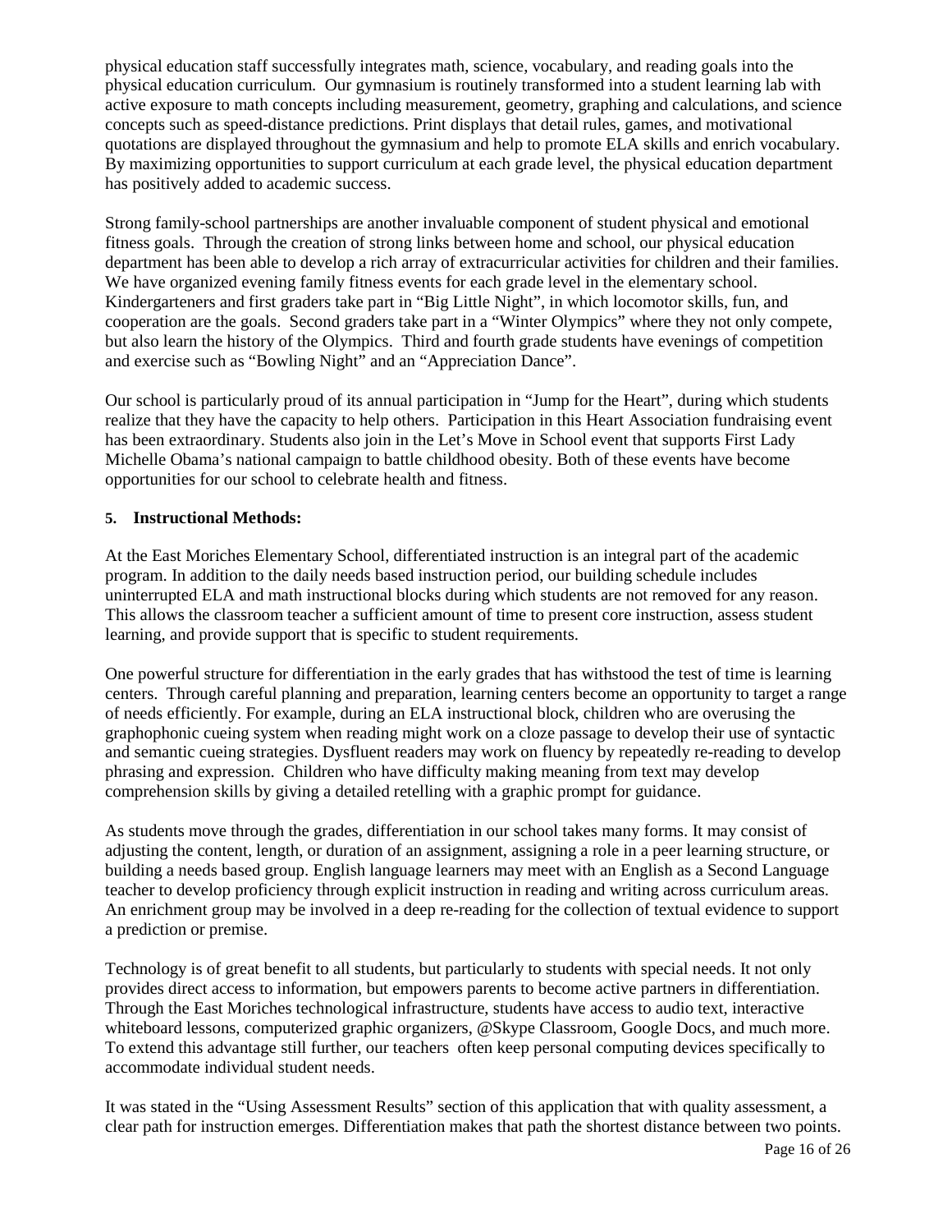physical education staff successfully integrates math, science, vocabulary, and reading goals into the physical education curriculum. Our gymnasium is routinely transformed into a student learning lab with active exposure to math concepts including measurement, geometry, graphing and calculations, and science concepts such as speed-distance predictions. Print displays that detail rules, games, and motivational quotations are displayed throughout the gymnasium and help to promote ELA skills and enrich vocabulary. By maximizing opportunities to support curriculum at each grade level, the physical education department has positively added to academic success.

Strong family-school partnerships are another invaluable component of student physical and emotional fitness goals. Through the creation of strong links between home and school, our physical education department has been able to develop a rich array of extracurricular activities for children and their families. We have organized evening family fitness events for each grade level in the elementary school. Kindergarteners and first graders take part in "Big Little Night", in which locomotor skills, fun, and cooperation are the goals. Second graders take part in a "Winter Olympics" where they not only compete, but also learn the history of the Olympics. Third and fourth grade students have evenings of competition and exercise such as "Bowling Night" and an "Appreciation Dance".

Our school is particularly proud of its annual participation in "Jump for the Heart", during which students realize that they have the capacity to help others. Participation in this Heart Association fundraising event has been extraordinary. Students also join in the Let's Move in School event that supports First Lady Michelle Obama's national campaign to battle childhood obesity. Both of these events have become opportunities for our school to celebrate health and fitness.

**5. Instructional Methods:**

At the East Moriches Elementary School, differentiated instruction is an integral part of the academic program. In addition to the daily needs based instruction period, our building schedule includes uninterrupted ELA and math instructional blocks during which students are not removed for any reason. This allows the classroom teacher a sufficient amount of time to present core instruction, assess student learning, and provide support that is specific to student requirements.

One powerful structure for differentiation in the early grades that has withstood the test of time is learning centers. Through careful planning and preparation, learning centers become an opportunity to target a range of needs efficiently. For example, during an ELA instructional block, children who are overusing the graphophonic cueing system when reading might work on a cloze passage to develop their use of syntactic and semantic cueing strategies. Dysfluent readers may work on fluency by repeatedly re-reading to develop phrasing and expression. Children who have difficulty making meaning from text may develop comprehension skills by giving a detailed retelling with a graphic prompt for guidance.

As students move through the grades, differentiation in our school takes many forms. It may consist of adjusting the content, length, or duration of an assignment, assigning a role in a peer learning structure, or building a needs based group. English language learners may meet with an English as a Second Language teacher to develop proficiency through explicit instruction in reading and writing across curriculum areas. An enrichment group may be involved in a deep re-reading for the collection of textual evidence to support a prediction or premise.

Technology is of great benefit to all students, but particularly to students with special needs. It not only provides direct access to information, but empowers parents to become active partners in differentiation. Through the East Moriches technological infrastructure, students have access to audio text, interactive whiteboard lessons, computerized graphic organizers, @Skype Classroom, Google Docs, and much more. To extend this advantage still further, our teachers often keep personal computing devices specifically to accommodate individual student needs.

It was stated in the "Using Assessment Results" section of this application that with quality assessment, a clear path for instruction emerges. Differentiation makes that path the shortest distance between two points.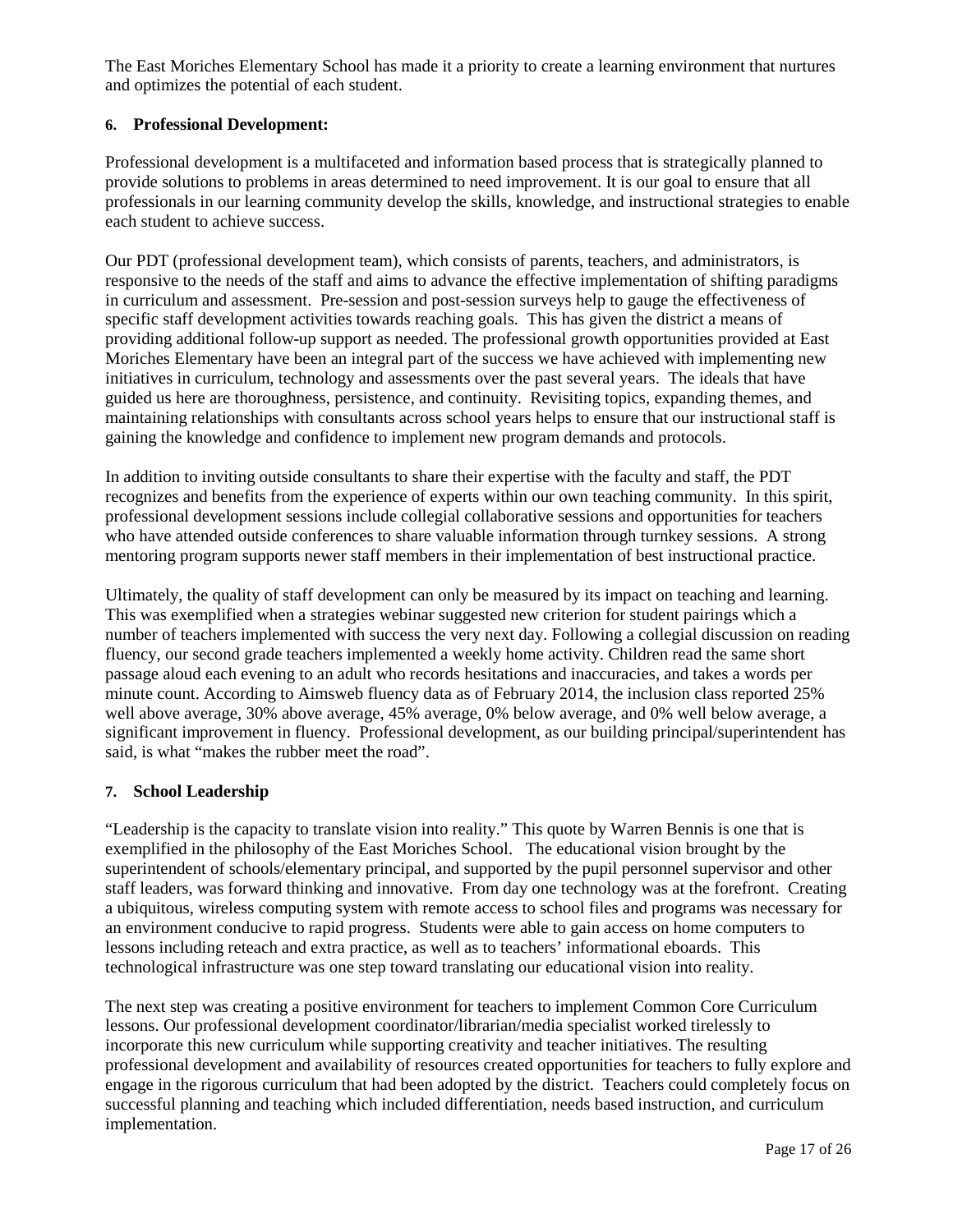The East Moriches Elementary School has made it a priority to create a learning environment that nurtures and optimizes the potential of each student.

## 6. Professional Development:

Professional development is a multifaceted and information based process that is strategically planned to provide solutions to problems in areas determined to need improvement. It is our goal to ensure that all professionals in our learning community develop the skills, knowledge, and instructional strategies to enable each student to achieve success.

Our PDT (professional development team), which consists of parents, teachers, and administrators, is responsive to the needs of the staff and aims to advance the effective implementation of shifting paradigms in curriculum and assessment. Pre-session and post-session surveys help to gauge the effectiveness of specific staff development activities towards reaching goals. This has given the district a means of providing additional follow-up support as needed. The professional growth opportunities provided at East Moriches Elementary have been an integral part of the success we have achieved with implementing new initiatives in curriculum, technology and assessments over the past several years. The ideals that have guided us here are thoroughness, persistence, and continuity. Revisiting topics, expanding themes, and maintaining relationships with consultants across school years helps to ensure that our instructional staff is gaining the knowledge and confidence to implement new program demands and protocols.

In addition to inviting outside consultants to share their expertise with the faculty and staff, the PDT recognizes and benefits from the experience of experts within our own teaching community. In this spirit, professional development sessions include collegial collaborative sessions and opportunities for teachers who have attended outside conferences to share valuable information through turnkey sessions. A strong mentoring program supports newer staff members in their implementation of best instructional practice.

Ultimately, the quality of staff development can only be measured by its impact on teaching and learning. This was exemplified when a strategies webinar suggested new criterion for student pairings which a number of teachers implemented with success the very next day. Following a collegial discussion on reading fluency, our second grade teachers implemented a weekly home activity. Children read the same short passage aloud each evening to an adult who records hesitations and inaccuracies, and takes a words per minute count. According to Aimsweb fluency data as of February 2014, the inclusion class reported 25% well above average, 30% above average, 45% average, 0% below average, and 0% well below average, a significant improvement in fluency. Professional development, as our building principal/superintendent has said, is what "makes the rubber meet the road".

## 7. School Leadership

"Leadership is the capacity to translate vision into reality." This quote by Warren Bennis is one that is exemplified in the philosophy of the East Moriches School. The educational vision brought by the superintendent of schools/elementary principal, and supported by the pupil personnel supervisor and other staff leaders, was forward thinking and innovative. From day one technology was at the forefront. Creating a ubiquitous, wireless computing system with remote access to school files and programs was necessary for an environment conducive to rapid progress. Students were able to gain access on home computers to lessons including reteach and extra practice, as well as to teachers' informational eboards. This technological infrastructure was one step toward translating our educational vision into reality.

The next step was creating a positive environment for teachers to implement Common Core Curriculum lessons. Our professional development coordinator/librarian/media specialist worked tirelessly to incorporate this new curriculum while supporting creativity and teacher initiatives. The resulting professional development and availability of resources created opportunities for teachers to fully explore and engage in the rigorous curriculum that had been adopted by the district. Teachers could completely focus on successful planning and teaching which included differentiation, needs based instruction, and curriculum implementation.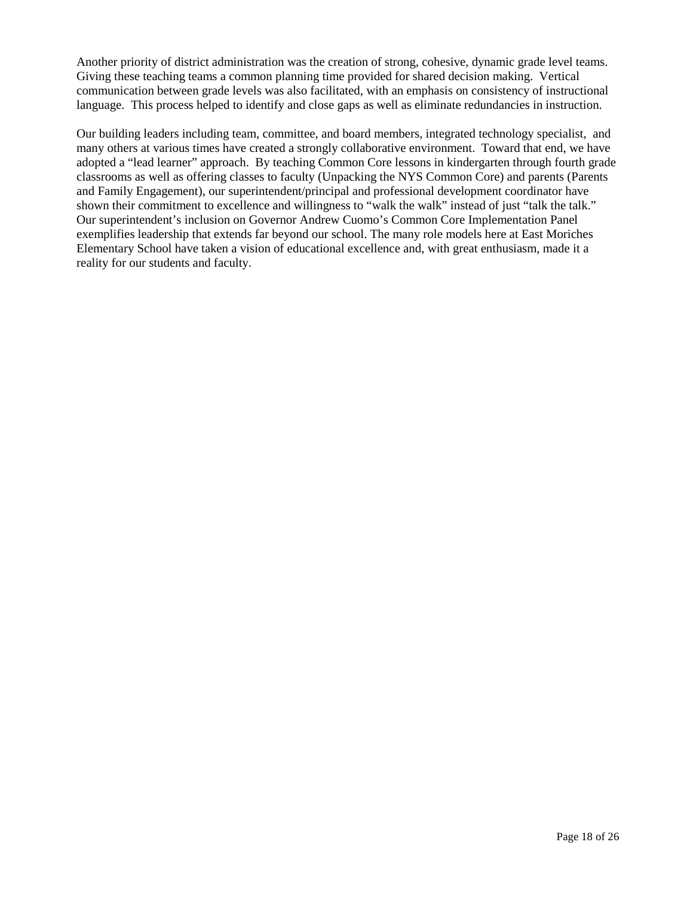Another priority of district administration was the creation of strong, cohesive, dynamic grade level teams. Giving these teaching teams a common planning time provided for shared decision making. Vertical communication between grade levels was also facilitated, with an emphasis on consistency of instructional language. This process helped to identify and close gaps as well as eliminate redundancies in instruction.

Our building leaders including team, committee, and board members, integrated technology specialist, and many others at various times have created a strongly collaborative environment. Toward that end, we have adopted a "lead learner" approach. By teaching Common Core lessons in kindergarten through fourth grade classrooms as well as offering classes to faculty (Unpacking the NYS Common Core) and parents (Parents and Family Engagement), our superintendent/principal and professional development coordinator have shown their commitment to excellence and willingness to "walk the walk" instead of just "talk the talk." Our superintendent's inclusion on Governor Andrew Cuomo's Common Core Implementation Panel exemplifies leadership that extends far beyond our school. The many role models here at East Moriches Elementary School have taken a vision of educational excellence and, with great enthusiasm, made it a reality for our students and faculty.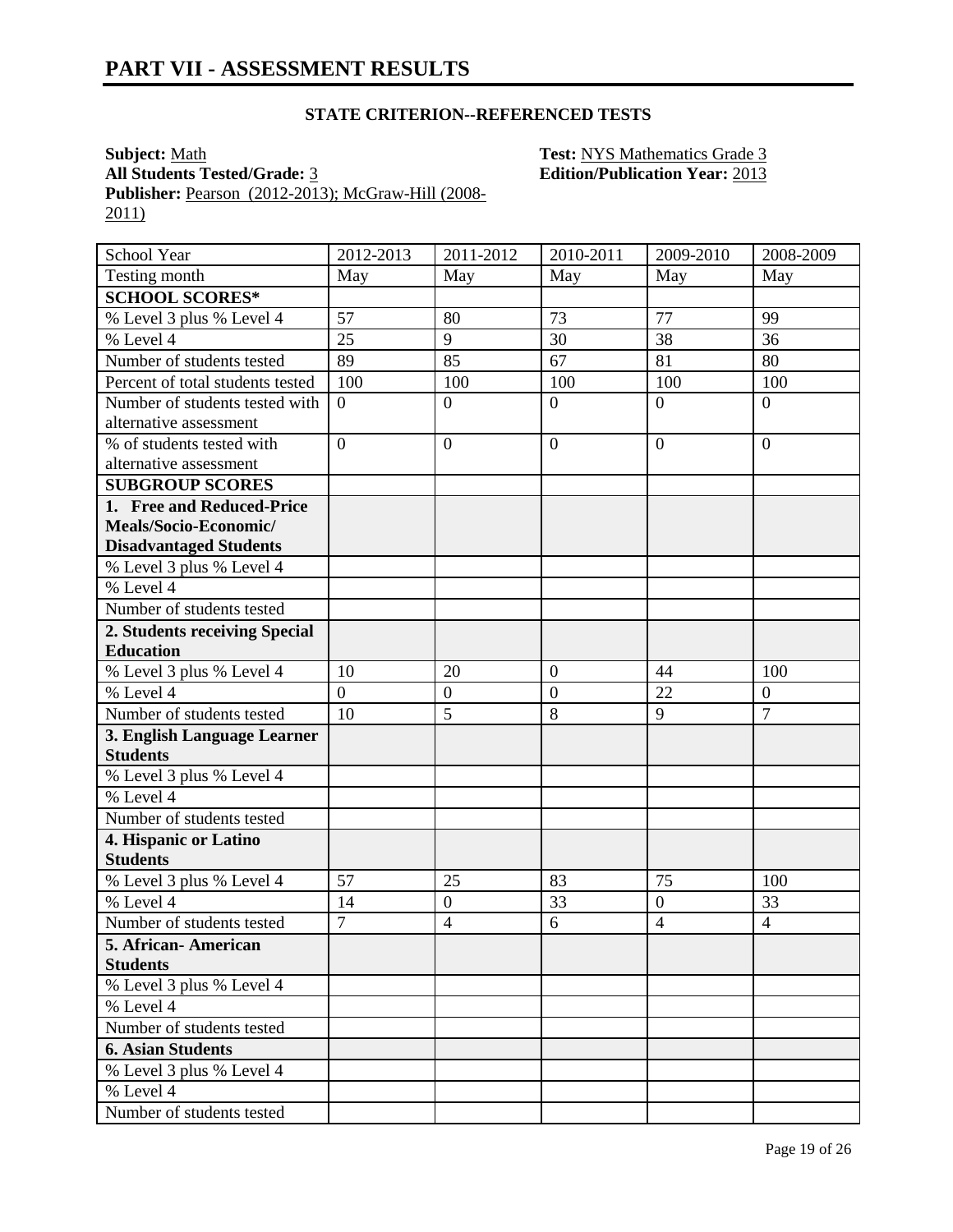# PART VII - ASSESSMENT RESULTS

**STATE CRITERION--REFERENCED TESTS**

**Subject:** Math
**All Students Tested/Grade:** 3
**Publisher:** Pearson (2012-2013); McGraw-Hill (2008-2011)

**Test:** NYS Mathematics Grade 3
**Edition/Publication Year:** 2013

| School Year | 2012-2013 | 2011-2012 | 2010-2011 | 2009-2010 | 2008-2009 |
|---|---|---|---|---|---|
| Testing month | May | May | May | May | May |
| **SCHOOL SCORES*** | | | | | |
| % Level 3 plus % Level 4 | 57 | 80 | 73 | 77 | 99 |
| % Level 4 | 25 | 9 | 30 | 38 | 36 |
| Number of students tested | 89 | 85 | 67 | 81 | 80 |
| Percent of total students tested | 100 | 100 | 100 | 100 | 100 |
| Number of students tested with alternative assessment | 0 | 0 | 0 | 0 | 0 |
| % of students tested with alternative assessment | 0 | 0 | 0 | 0 | 0 |
| **SUBGROUP SCORES** | | | | | |
| **1. Free and Reduced-Price Meals/Socio-Economic/ Disadvantaged Students** | | | | | |
| % Level 3 plus % Level 4 | | | | | |
| % Level 4 | | | | | |
| Number of students tested | | | | | |
| **2. Students receiving Special Education** | | | | | |
| % Level 3 plus % Level 4 | 10 | 20 | 0 | 44 | 100 |
| % Level 4 | 0 | 0 | 0 | 22 | 0 |
| Number of students tested | 10 | 5 | 8 | 9 | 7 |
| **3. English Language Learner Students** | | | | | |
| % Level 3 plus % Level 4 | | | | | |
| % Level 4 | | | | | |
| Number of students tested | | | | | |
| **4. Hispanic or Latino Students** | | | | | |
| % Level 3 plus % Level 4 | 57 | 25 | 83 | 75 | 100 |
| % Level 4 | 14 | 0 | 33 | 0 | 33 |
| Number of students tested | 7 | 4 | 6 | 4 | 4 |
| **5. African- American Students** | | | | | |
| % Level 3 plus % Level 4 | | | | | |
| % Level 4 | | | | | |
| Number of students tested | | | | | |
| **6. Asian Students** | | | | | |
| % Level 3 plus % Level 4 | | | | | |
| % Level 4 | | | | | |
| Number of students tested | | | | | |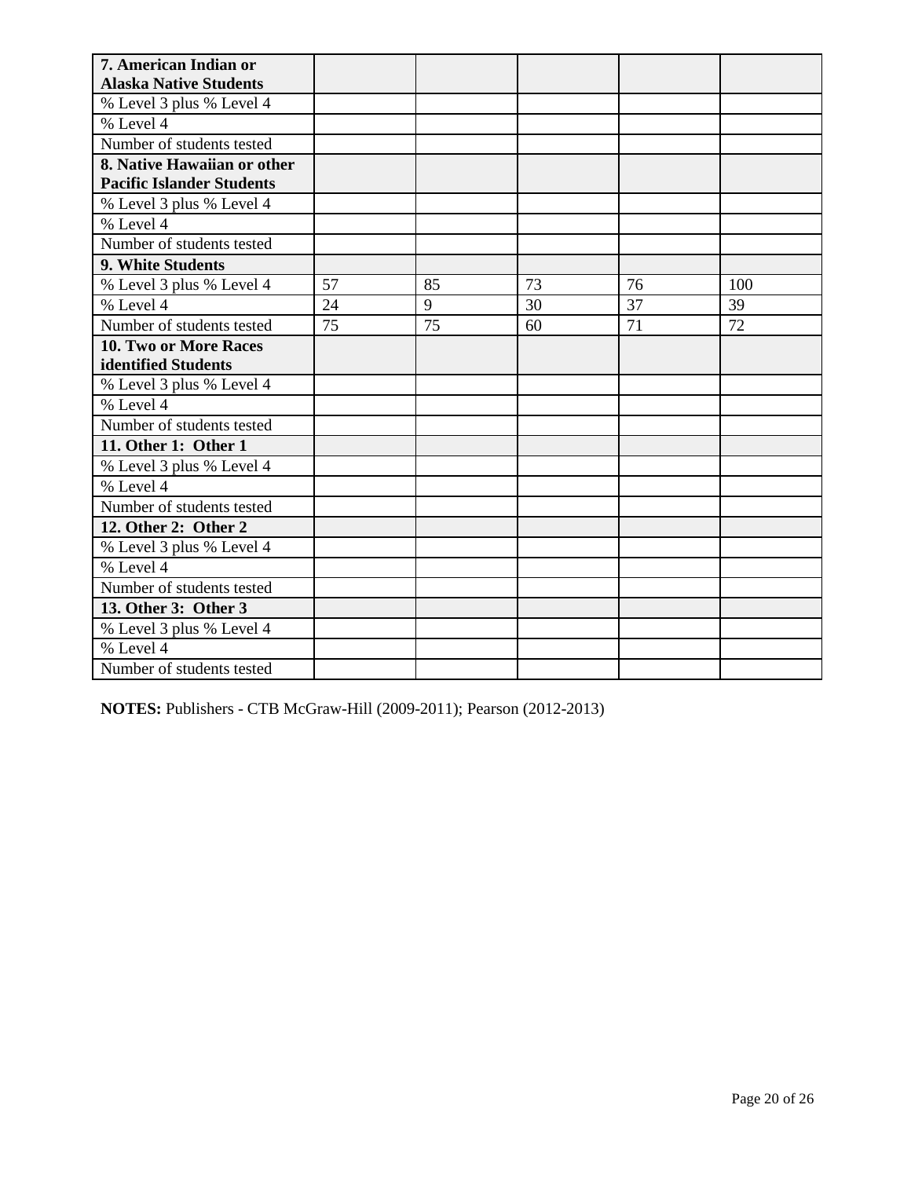| 7. American Indian or Alaska Native Students | | | | | |
|---|---|---|---|---|---|
| % Level 3 plus % Level 4 | | | | | |
| % Level 4 | | | | | |
| Number of students tested | | | | | |
| **8. Native Hawaiian or other Pacific Islander Students** | | | | | |
| % Level 3 plus % Level 4 | | | | | |
| % Level 4 | | | | | |
| Number of students tested | | | | | |
| **9. White Students** | | | | | |
| % Level 3 plus % Level 4 | 57 | 85 | 73 | 76 | 100 |
| % Level 4 | 24 | 9 | 30 | 37 | 39 |
| Number of students tested | 75 | 75 | 60 | 71 | 72 |
| **10. Two or More Races identified Students** | | | | | |
| % Level 3 plus % Level 4 | | | | | |
| % Level 4 | | | | | |
| Number of students tested | | | | | |
| **11. Other 1: Other 1** | | | | | |
| % Level 3 plus % Level 4 | | | | | |
| % Level 4 | | | | | |
| Number of students tested | | | | | |
| **12. Other 2: Other 2** | | | | | |
| % Level 3 plus % Level 4 | | | | | |
| % Level 4 | | | | | |
| Number of students tested | | | | | |
| **13. Other 3: Other 3** | | | | | |
| % Level 3 plus % Level 4 | | | | | |
| % Level 4 | | | | | |
| Number of students tested | | | | | |

**NOTES:** Publishers - CTB McGraw-Hill (2009-2011); Pearson (2012-2013)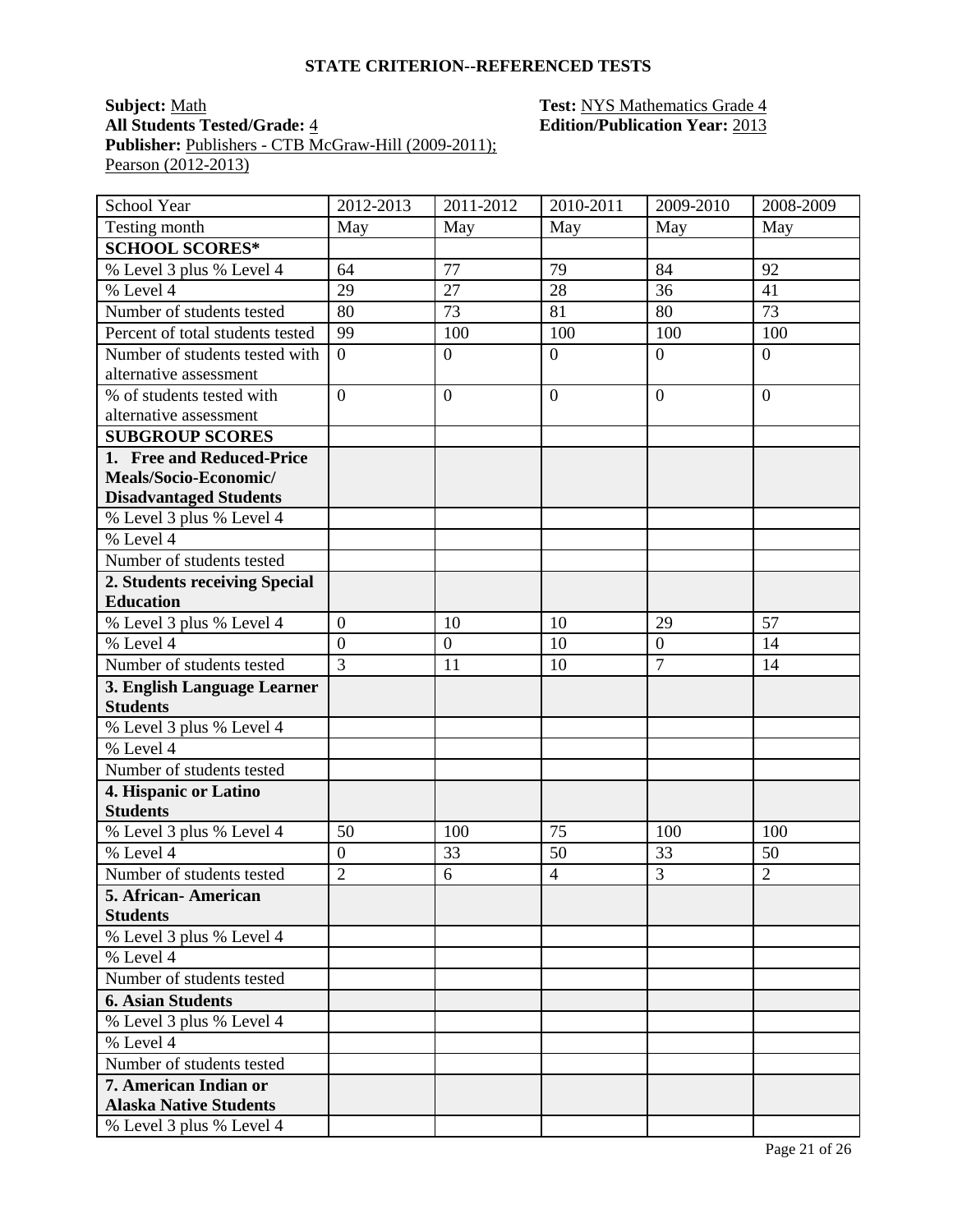## STATE CRITERION--REFERENCED TESTS

**Subject:** Math  
**Test:** NYS Mathematics Grade 4  
**All Students Tested/Grade:** 4  
**Edition/Publication Year:** 2013  
**Publisher:** Publishers - CTB McGraw-Hill (2009-2011); Pearson (2012-2013)

| School Year | 2012-2013 | 2011-2012 | 2010-2011 | 2009-2010 | 2008-2009 |
|---|---|---|---|---|---|
| Testing month | May | May | May | May | May |
| **SCHOOL SCORES*** | | | | | |
| % Level 3 plus % Level 4 | 64 | 77 | 79 | 84 | 92 |
| % Level 4 | 29 | 27 | 28 | 36 | 41 |
| Number of students tested | 80 | 73 | 81 | 80 | 73 |
| Percent of total students tested | 99 | 100 | 100 | 100 | 100 |
| Number of students tested with alternative assessment | 0 | 0 | 0 | 0 | 0 |
| % of students tested with alternative assessment | 0 | 0 | 0 | 0 | 0 |
| **SUBGROUP SCORES** | | | | | |
| **1. Free and Reduced-Price Meals/Socio-Economic/ Disadvantaged Students** | | | | | |
| % Level 3 plus % Level 4 | | | | | |
| % Level 4 | | | | | |
| Number of students tested | | | | | |
| **2. Students receiving Special Education** | | | | | |
| % Level 3 plus % Level 4 | 0 | 10 | 10 | 29 | 57 |
| % Level 4 | 0 | 0 | 10 | 0 | 14 |
| Number of students tested | 3 | 11 | 10 | 7 | 14 |
| **3. English Language Learner Students** | | | | | |
| % Level 3 plus % Level 4 | | | | | |
| % Level 4 | | | | | |
| Number of students tested | | | | | |
| **4. Hispanic or Latino Students** | | | | | |
| % Level 3 plus % Level 4 | 50 | 100 | 75 | 100 | 100 |
| % Level 4 | 0 | 33 | 50 | 33 | 50 |
| Number of students tested | 2 | 6 | 4 | 3 | 2 |
| **5. African- American Students** | | | | | |
| % Level 3 plus % Level 4 | | | | | |
| % Level 4 | | | | | |
| Number of students tested | | | | | |
| **6. Asian Students** | | | | | |
| % Level 3 plus % Level 4 | | | | | |
| % Level 4 | | | | | |
| Number of students tested | | | | | |
| **7. American Indian or Alaska Native Students** | | | | | |
| % Level 3 plus % Level 4 | | | | | |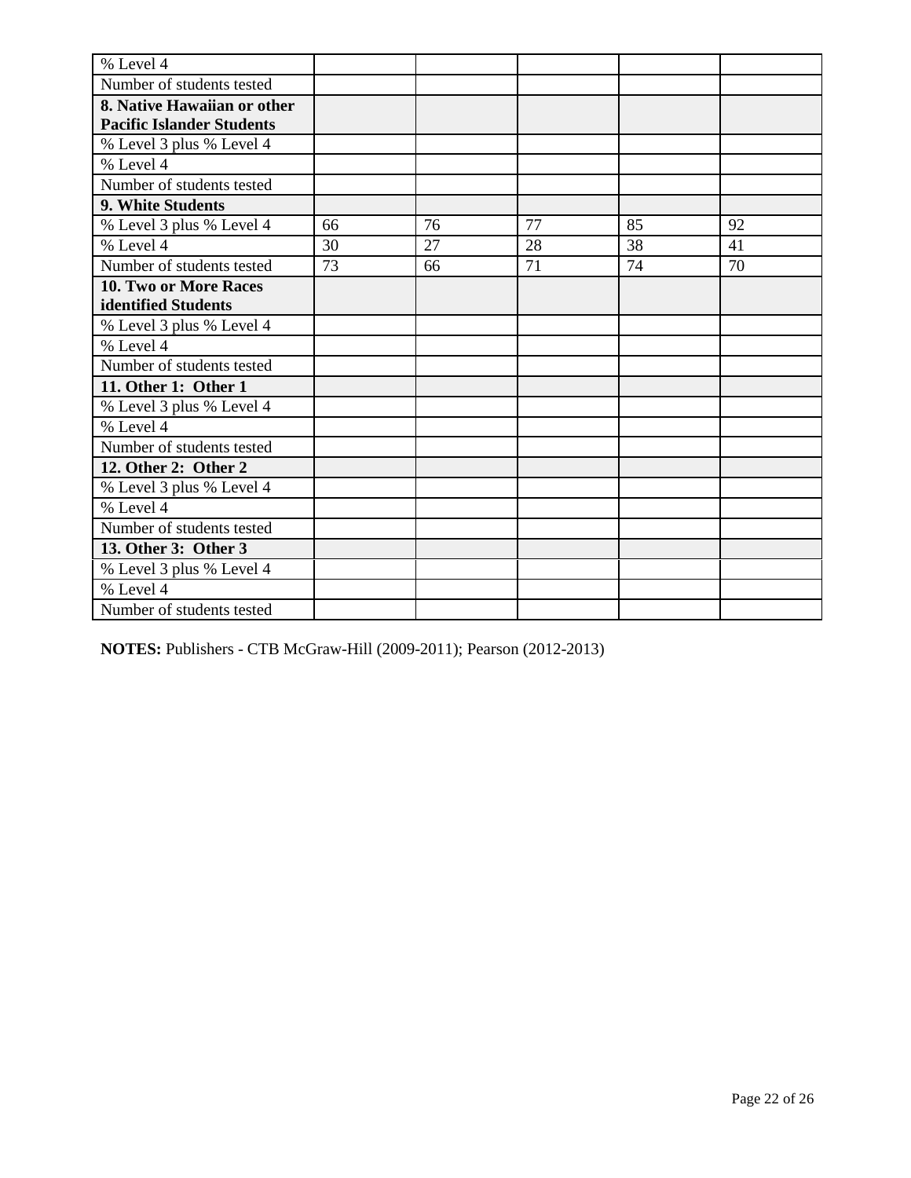| | | | | | |
|---|---|---|---|---|---|
| % Level 4 | | | | | |
| Number of students tested | | | | | |
| **8. Native Hawaiian or other Pacific Islander Students** | | | | | |
| % Level 3 plus % Level 4 | | | | | |
| % Level 4 | | | | | |
| Number of students tested | | | | | |
| **9. White Students** | | | | | |
| % Level 3 plus % Level 4 | 66 | 76 | 77 | 85 | 92 |
| % Level 4 | 30 | 27 | 28 | 38 | 41 |
| Number of students tested | 73 | 66 | 71 | 74 | 70 |
| **10. Two or More Races identified Students** | | | | | |
| % Level 3 plus % Level 4 | | | | | |
| % Level 4 | | | | | |
| Number of students tested | | | | | |
| **11. Other 1: Other 1** | | | | | |
| % Level 3 plus % Level 4 | | | | | |
| % Level 4 | | | | | |
| Number of students tested | | | | | |
| **12. Other 2: Other 2** | | | | | |
| % Level 3 plus % Level 4 | | | | | |
| % Level 4 | | | | | |
| Number of students tested | | | | | |
| **13. Other 3: Other 3** | | | | | |
| % Level 3 plus % Level 4 | | | | | |
| % Level 4 | | | | | |
| Number of students tested | | | | | |

**NOTES:** Publishers - CTB McGraw-Hill (2009-2011); Pearson (2012-2013)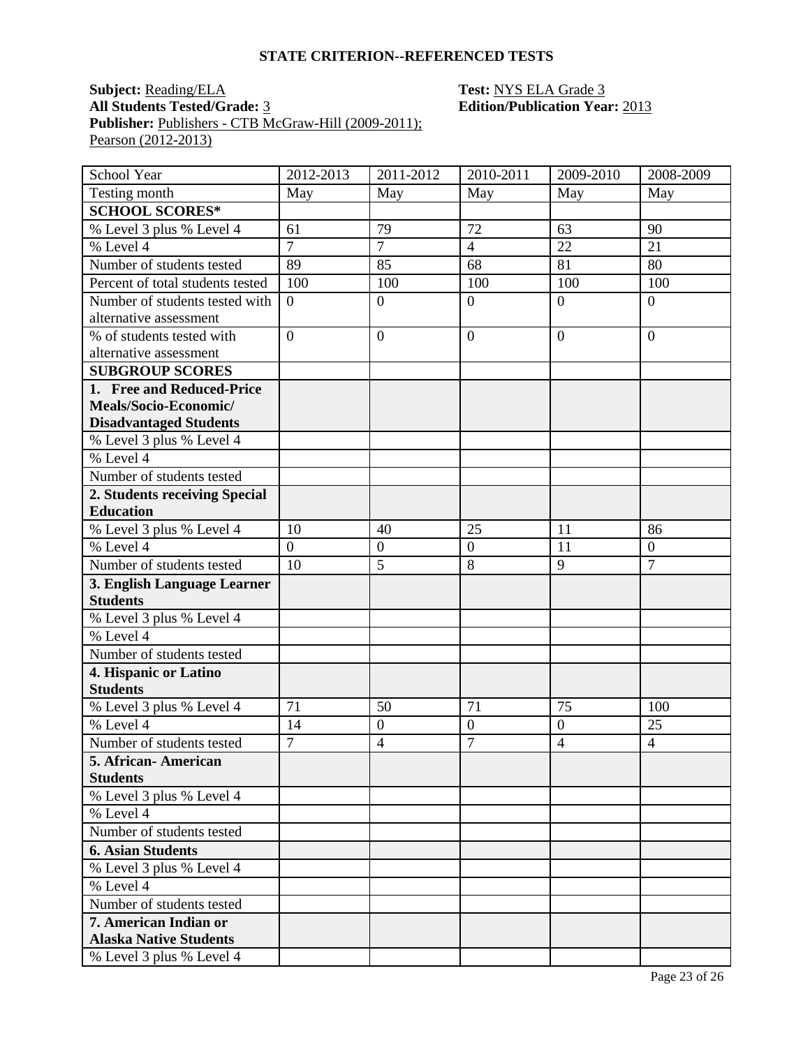## STATE CRITERION--REFERENCED TESTS

**Subject:** Reading/ELA **Test:** NYS ELA Grade 3
**All Students Tested/Grade:** 3 **Edition/Publication Year:** 2013
**Publisher:** Publishers - CTB McGraw-Hill (2009-2011); Pearson (2012-2013)

| School Year | 2012-2013 | 2011-2012 | 2010-2011 | 2009-2010 | 2008-2009 |
|---|---|---|---|---|---|
| Testing month | May | May | May | May | May |
| **SCHOOL SCORES*** | | | | | |
| % Level 3 plus % Level 4 | 61 | 79 | 72 | 63 | 90 |
| % Level 4 | 7 | 7 | 4 | 22 | 21 |
| Number of students tested | 89 | 85 | 68 | 81 | 80 |
| Percent of total students tested | 100 | 100 | 100 | 100 | 100 |
| Number of students tested with alternative assessment | 0 | 0 | 0 | 0 | 0 |
| % of students tested with alternative assessment | 0 | 0 | 0 | 0 | 0 |
| **SUBGROUP SCORES** | | | | | |
| **1. Free and Reduced-Price Meals/Socio-Economic/ Disadvantaged Students** | | | | | |
| % Level 3 plus % Level 4 | | | | | |
| % Level 4 | | | | | |
| Number of students tested | | | | | |
| **2. Students receiving Special Education** | | | | | |
| % Level 3 plus % Level 4 | 10 | 40 | 25 | 11 | 86 |
| % Level 4 | 0 | 0 | 0 | 11 | 0 |
| Number of students tested | 10 | 5 | 8 | 9 | 7 |
| **3. English Language Learner Students** | | | | | |
| % Level 3 plus % Level 4 | | | | | |
| % Level 4 | | | | | |
| Number of students tested | | | | | |
| **4. Hispanic or Latino Students** | | | | | |
| % Level 3 plus % Level 4 | 71 | 50 | 71 | 75 | 100 |
| % Level 4 | 14 | 0 | 0 | 0 | 25 |
| Number of students tested | 7 | 4 | 7 | 4 | 4 |
| **5. African- American Students** | | | | | |
| % Level 3 plus % Level 4 | | | | | |
| % Level 4 | | | | | |
| Number of students tested | | | | | |
| **6. Asian Students** | | | | | |
| % Level 3 plus % Level 4 | | | | | |
| % Level 4 | | | | | |
| Number of students tested | | | | | |
| **7. American Indian or Alaska Native Students** | | | | | |
| % Level 3 plus % Level 4 | | | | | |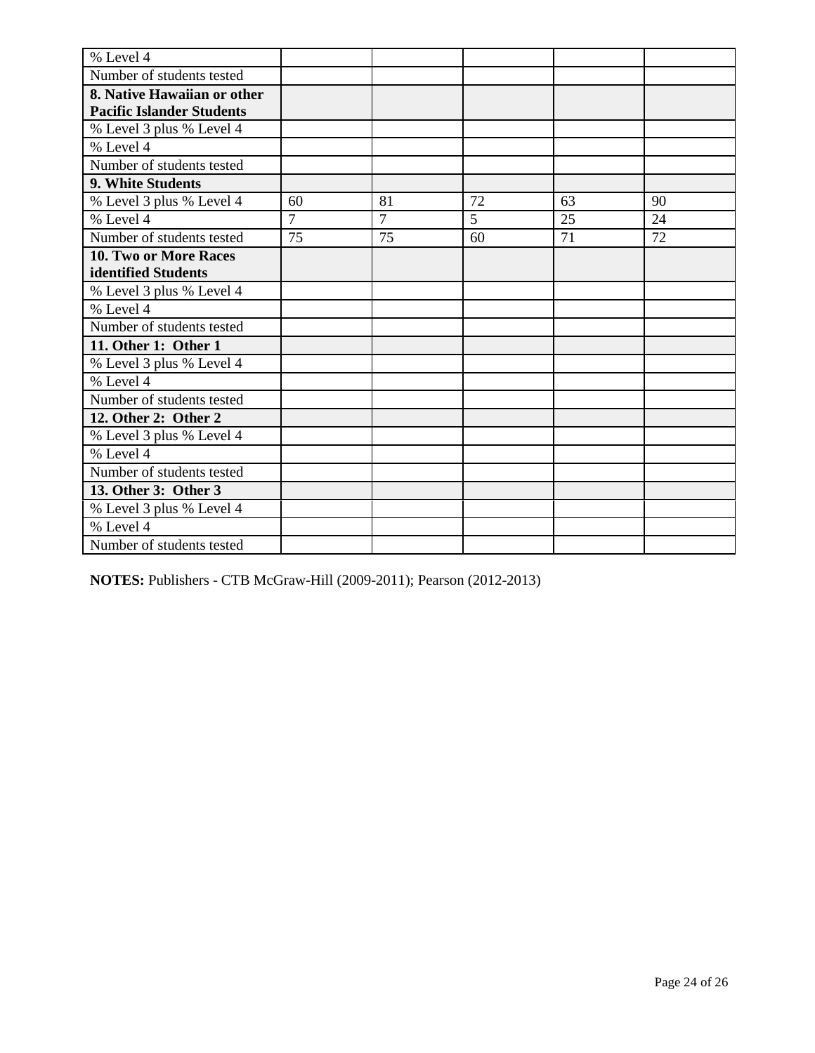| | | | | | |
|---|---|---|---|---|---|
| % Level 4 | | | | | |
| Number of students tested | | | | | |
| **8. Native Hawaiian or other Pacific Islander Students** | | | | | |
| % Level 3 plus % Level 4 | | | | | |
| % Level 4 | | | | | |
| Number of students tested | | | | | |
| **9. White Students** | | | | | |
| % Level 3 plus % Level 4 | 60 | 81 | 72 | 63 | 90 |
| % Level 4 | 7 | 7 | 5 | 25 | 24 |
| Number of students tested | 75 | 75 | 60 | 71 | 72 |
| **10. Two or More Races identified Students** | | | | | |
| % Level 3 plus % Level 4 | | | | | |
| % Level 4 | | | | | |
| Number of students tested | | | | | |
| **11. Other 1: Other 1** | | | | | |
| % Level 3 plus % Level 4 | | | | | |
| % Level 4 | | | | | |
| Number of students tested | | | | | |
| **12. Other 2: Other 2** | | | | | |
| % Level 3 plus % Level 4 | | | | | |
| % Level 4 | | | | | |
| Number of students tested | | | | | |
| **13. Other 3: Other 3** | | | | | |
| % Level 3 plus % Level 4 | | | | | |
| % Level 4 | | | | | |
| Number of students tested | | | | | |

**NOTES:** Publishers - CTB McGraw-Hill (2009-2011); Pearson (2012-2013)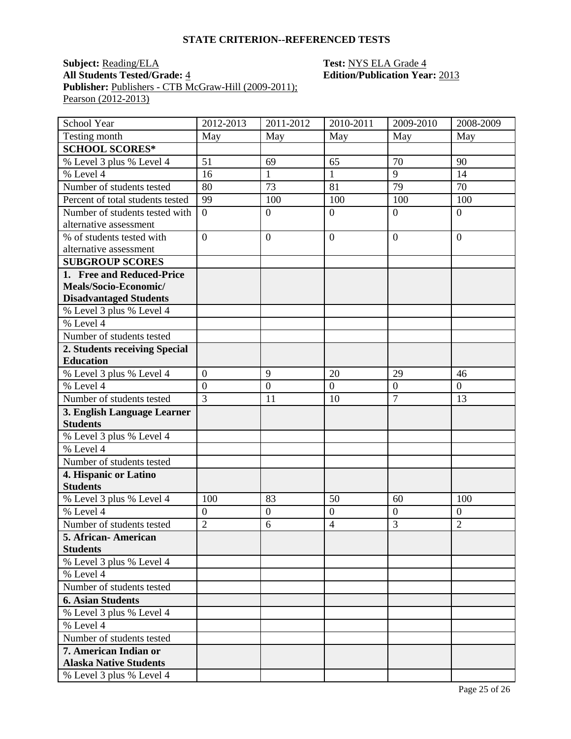**STATE CRITERION--REFERENCED TESTS**

**Subject:** Reading/ELA
**Test:** NYS ELA Grade 4
**All Students Tested/Grade:** 4
**Edition/Publication Year:** 2013
**Publisher:** Publishers - CTB McGraw-Hill (2009-2011); Pearson (2012-2013)

| School Year | 2012-2013 | 2011-2012 | 2010-2011 | 2009-2010 | 2008-2009 |
|---|---|---|---|---|---|
| Testing month | May | May | May | May | May |
| **SCHOOL SCORES*** | | | | | |
| % Level 3 plus % Level 4 | 51 | 69 | 65 | 70 | 90 |
| % Level 4 | 16 | 1 | 1 | 9 | 14 |
| Number of students tested | 80 | 73 | 81 | 79 | 70 |
| Percent of total students tested | 99 | 100 | 100 | 100 | 100 |
| Number of students tested with alternative assessment | 0 | 0 | 0 | 0 | 0 |
| % of students tested with alternative assessment | 0 | 0 | 0 | 0 | 0 |
| **SUBGROUP SCORES** | | | | | |
| **1. Free and Reduced-Price Meals/Socio-Economic/ Disadvantaged Students** | | | | | |
| % Level 3 plus % Level 4 | | | | | |
| % Level 4 | | | | | |
| Number of students tested | | | | | |
| **2. Students receiving Special Education** | | | | | |
| % Level 3 plus % Level 4 | 0 | 9 | 20 | 29 | 46 |
| % Level 4 | 0 | 0 | 0 | 0 | 0 |
| Number of students tested | 3 | 11 | 10 | 7 | 13 |
| **3. English Language Learner Students** | | | | | |
| % Level 3 plus % Level 4 | | | | | |
| % Level 4 | | | | | |
| Number of students tested | | | | | |
| **4. Hispanic or Latino Students** | | | | | |
| % Level 3 plus % Level 4 | 100 | 83 | 50 | 60 | 100 |
| % Level 4 | 0 | 0 | 0 | 0 | 0 |
| Number of students tested | 2 | 6 | 4 | 3 | 2 |
| **5. African- American Students** | | | | | |
| % Level 3 plus % Level 4 | | | | | |
| % Level 4 | | | | | |
| Number of students tested | | | | | |
| **6. Asian Students** | | | | | |
| % Level 3 plus % Level 4 | | | | | |
| % Level 4 | | | | | |
| Number of students tested | | | | | |
| **7. American Indian or Alaska Native Students** | | | | | |
| % Level 3 plus % Level 4 | | | | | |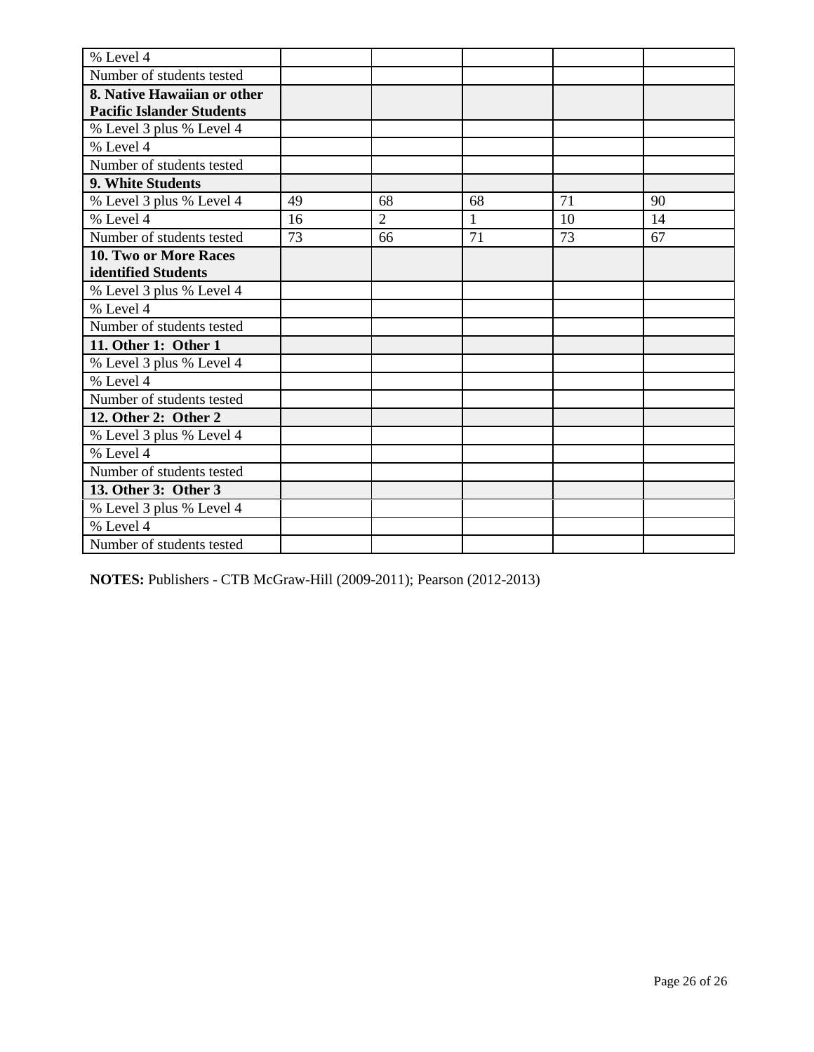| | | | | | |
|---|---|---|---|---|---|
| % Level 4 | | | | | |
| Number of students tested | | | | | |
| **8. Native Hawaiian or other Pacific Islander Students** | | | | | |
| % Level 3 plus % Level 4 | | | | | |
| % Level 4 | | | | | |
| Number of students tested | | | | | |
| **9. White Students** | | | | | |
| % Level 3 plus % Level 4 | 49 | 68 | 68 | 71 | 90 |
| % Level 4 | 16 | 2 | 1 | 10 | 14 |
| Number of students tested | 73 | 66 | 71 | 73 | 67 |
| **10. Two or More Races identified Students** | | | | | |
| % Level 3 plus % Level 4 | | | | | |
| % Level 4 | | | | | |
| Number of students tested | | | | | |
| **11. Other 1: Other 1** | | | | | |
| % Level 3 plus % Level 4 | | | | | |
| % Level 4 | | | | | |
| Number of students tested | | | | | |
| **12. Other 2: Other 2** | | | | | |
| % Level 3 plus % Level 4 | | | | | |
| % Level 4 | | | | | |
| Number of students tested | | | | | |
| **13. Other 3: Other 3** | | | | | |
| % Level 3 plus % Level 4 | | | | | |
| % Level 4 | | | | | |
| Number of students tested | | | | | |

**NOTES:** Publishers - CTB McGraw-Hill (2009-2011); Pearson (2012-2013)